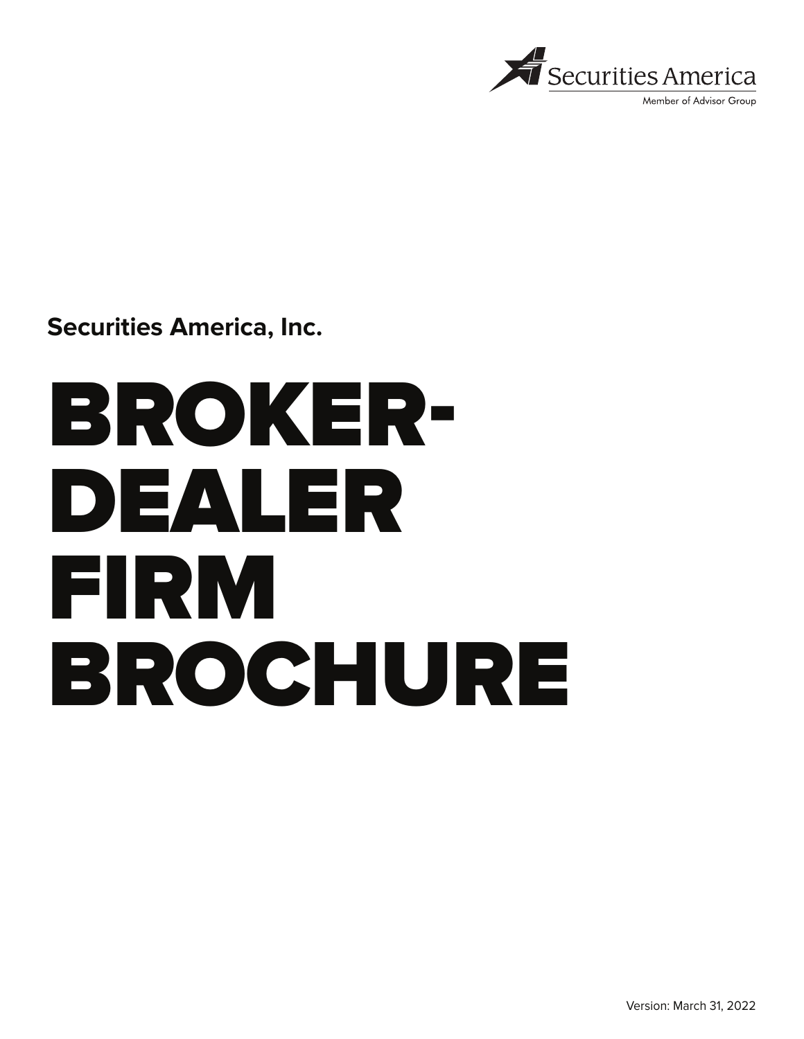Securities America

Member of Advisor Group

**Securities America, Inc.**

# BROKER-DEALER FIRM BROCHURE

Version: March 31, 2022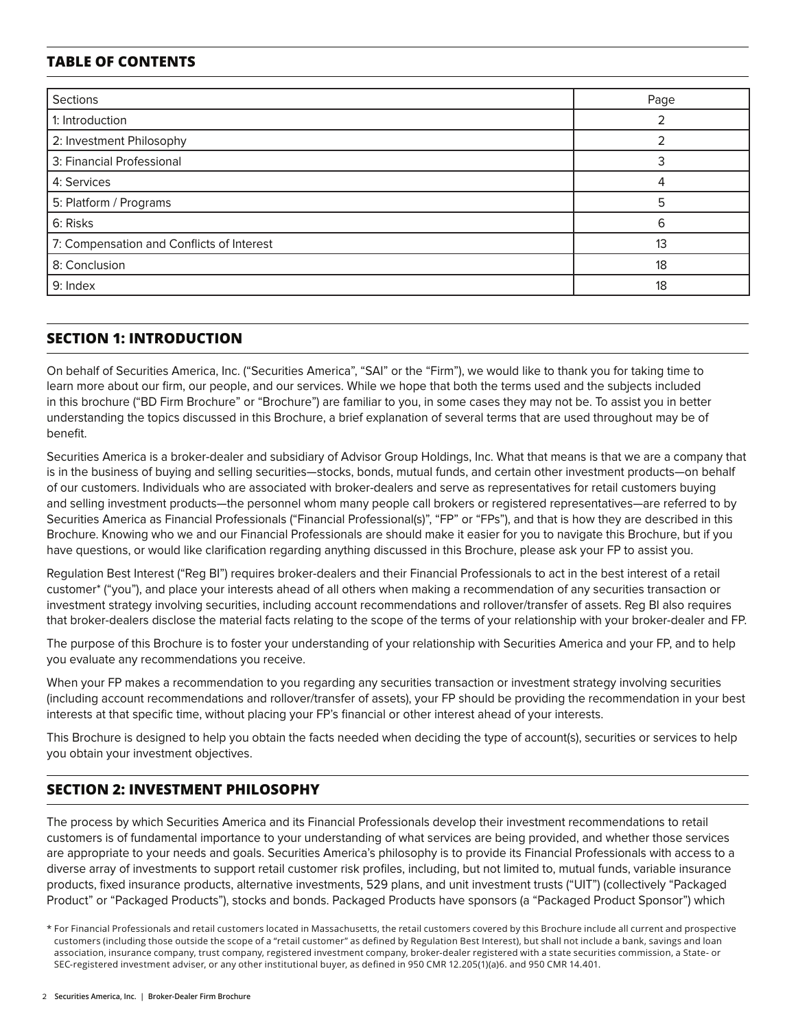## TABLE OF CONTENTS

| Sections | Page |
|---|---|
| 1: Introduction | 2 |
| 2: Investment Philosophy | 2 |
| 3: Financial Professional | 3 |
| 4: Services | 4 |
| 5: Platform / Programs | 5 |
| 6: Risks | 6 |
| 7: Compensation and Conflicts of Interest | 13 |
| 8: Conclusion | 18 |
| 9: Index | 18 |

## SECTION 1: INTRODUCTION

On behalf of Securities America, Inc. ("Securities America", "SAI" or the "Firm"), we would like to thank you for taking time to learn more about our firm, our people, and our services. While we hope that both the terms used and the subjects included in this brochure ("BD Firm Brochure" or "Brochure") are familiar to you, in some cases they may not be. To assist you in better understanding the topics discussed in this Brochure, a brief explanation of several terms that are used throughout may be of benefit.

Securities America is a broker-dealer and subsidiary of Advisor Group Holdings, Inc. What that means is that we are a company that is in the business of buying and selling securities—stocks, bonds, mutual funds, and certain other investment products—on behalf of our customers. Individuals who are associated with broker-dealers and serve as representatives for retail customers buying and selling investment products—the personnel whom many people call brokers or registered representatives—are referred to by Securities America as Financial Professionals ("Financial Professional(s)", "FP" or "FPs"), and that is how they are described in this Brochure. Knowing who we and our Financial Professionals are should make it easier for you to navigate this Brochure, but if you have questions, or would like clarification regarding anything discussed in this Brochure, please ask your FP to assist you.

Regulation Best Interest ("Reg BI") requires broker-dealers and their Financial Professionals to act in the best interest of a retail customer* ("you"), and place your interests ahead of all others when making a recommendation of any securities transaction or investment strategy involving securities, including account recommendations and rollover/transfer of assets. Reg BI also requires that broker-dealers disclose the material facts relating to the scope of the terms of your relationship with your broker-dealer and FP.

The purpose of this Brochure is to foster your understanding of your relationship with Securities America and your FP, and to help you evaluate any recommendations you receive.

When your FP makes a recommendation to you regarding any securities transaction or investment strategy involving securities (including account recommendations and rollover/transfer of assets), your FP should be providing the recommendation in your best interests at that specific time, without placing your FP's financial or other interest ahead of your interests.

This Brochure is designed to help you obtain the facts needed when deciding the type of account(s), securities or services to help you obtain your investment objectives.

## SECTION 2: INVESTMENT PHILOSOPHY

The process by which Securities America and its Financial Professionals develop their investment recommendations to retail customers is of fundamental importance to your understanding of what services are being provided, and whether those services are appropriate to your needs and goals. Securities America's philosophy is to provide its Financial Professionals with access to a diverse array of investments to support retail customer risk profiles, including, but not limited to, mutual funds, variable insurance products, fixed insurance products, alternative investments, 529 plans, and unit investment trusts ("UIT") (collectively "Packaged Product" or "Packaged Products"), stocks and bonds. Packaged Products have sponsors (a "Packaged Product Sponsor") which

* For Financial Professionals and retail customers located in Massachusetts, the retail customers covered by this Brochure include all current and prospective customers (including those outside the scope of a "retail customer" as defined by Regulation Best Interest), but shall not include a bank, savings and loan association, insurance company, trust company, registered investment company, broker-dealer registered with a state securities commission, a State- or SEC-registered investment adviser, or any other institutional buyer, as defined in 950 CMR 12.205(1)(a)6. and 950 CMR 14.401.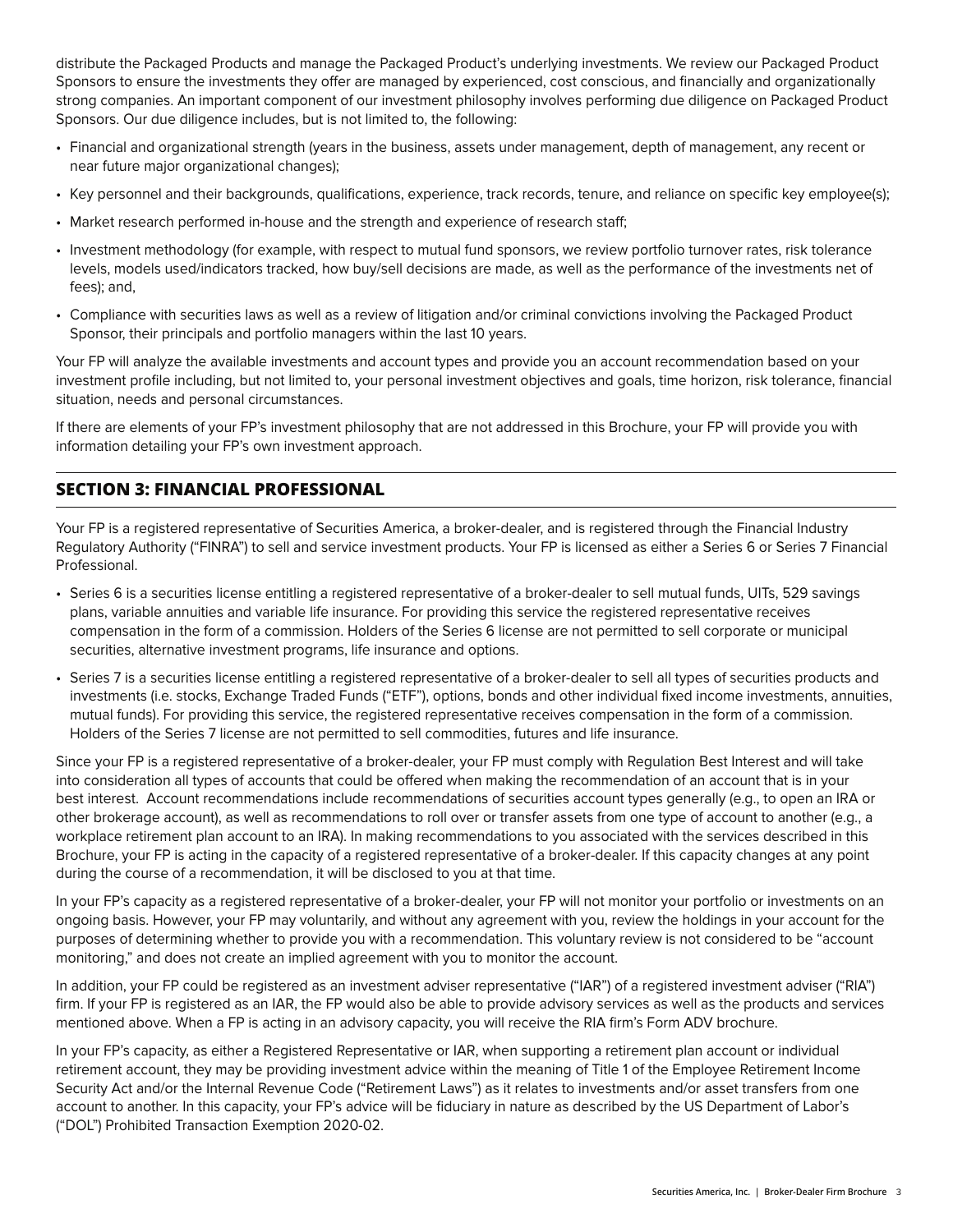distribute the Packaged Products and manage the Packaged Product's underlying investments. We review our Packaged Product Sponsors to ensure the investments they offer are managed by experienced, cost conscious, and financially and organizationally strong companies. An important component of our investment philosophy involves performing due diligence on Packaged Product Sponsors. Our due diligence includes, but is not limited to, the following:

- Financial and organizational strength (years in the business, assets under management, depth of management, any recent or near future major organizational changes);
- Key personnel and their backgrounds, qualifications, experience, track records, tenure, and reliance on specific key employee(s);
- Market research performed in-house and the strength and experience of research staff;
- Investment methodology (for example, with respect to mutual fund sponsors, we review portfolio turnover rates, risk tolerance levels, models used/indicators tracked, how buy/sell decisions are made, as well as the performance of the investments net of fees); and,
- Compliance with securities laws as well as a review of litigation and/or criminal convictions involving the Packaged Product Sponsor, their principals and portfolio managers within the last 10 years.

Your FP will analyze the available investments and account types and provide you an account recommendation based on your investment profile including, but not limited to, your personal investment objectives and goals, time horizon, risk tolerance, financial situation, needs and personal circumstances.

If there are elements of your FP's investment philosophy that are not addressed in this Brochure, your FP will provide you with information detailing your FP's own investment approach.

## SECTION 3: FINANCIAL PROFESSIONAL

Your FP is a registered representative of Securities America, a broker-dealer, and is registered through the Financial Industry Regulatory Authority ("FINRA") to sell and service investment products. Your FP is licensed as either a Series 6 or Series 7 Financial Professional.

- Series 6 is a securities license entitling a registered representative of a broker-dealer to sell mutual funds, UITs, 529 savings plans, variable annuities and variable life insurance. For providing this service the registered representative receives compensation in the form of a commission. Holders of the Series 6 license are not permitted to sell corporate or municipal securities, alternative investment programs, life insurance and options.
- Series 7 is a securities license entitling a registered representative of a broker-dealer to sell all types of securities products and investments (i.e. stocks, Exchange Traded Funds ("ETF"), options, bonds and other individual fixed income investments, annuities, mutual funds). For providing this service, the registered representative receives compensation in the form of a commission. Holders of the Series 7 license are not permitted to sell commodities, futures and life insurance.

Since your FP is a registered representative of a broker-dealer, your FP must comply with Regulation Best Interest and will take into consideration all types of accounts that could be offered when making the recommendation of an account that is in your best interest. Account recommendations include recommendations of securities account types generally (e.g., to open an IRA or other brokerage account), as well as recommendations to roll over or transfer assets from one type of account to another (e.g., a workplace retirement plan account to an IRA). In making recommendations to you associated with the services described in this Brochure, your FP is acting in the capacity of a registered representative of a broker-dealer. If this capacity changes at any point during the course of a recommendation, it will be disclosed to you at that time.

In your FP's capacity as a registered representative of a broker-dealer, your FP will not monitor your portfolio or investments on an ongoing basis. However, your FP may voluntarily, and without any agreement with you, review the holdings in your account for the purposes of determining whether to provide you with a recommendation. This voluntary review is not considered to be "account monitoring," and does not create an implied agreement with you to monitor the account.

In addition, your FP could be registered as an investment adviser representative ("IAR") of a registered investment adviser ("RIA") firm. If your FP is registered as an IAR, the FP would also be able to provide advisory services as well as the products and services mentioned above. When a FP is acting in an advisory capacity, you will receive the RIA firm's Form ADV brochure.

In your FP's capacity, as either a Registered Representative or IAR, when supporting a retirement plan account or individual retirement account, they may be providing investment advice within the meaning of Title 1 of the Employee Retirement Income Security Act and/or the Internal Revenue Code ("Retirement Laws") as it relates to investments and/or asset transfers from one account to another. In this capacity, your FP's advice will be fiduciary in nature as described by the US Department of Labor's ("DOL") Prohibited Transaction Exemption 2020-02.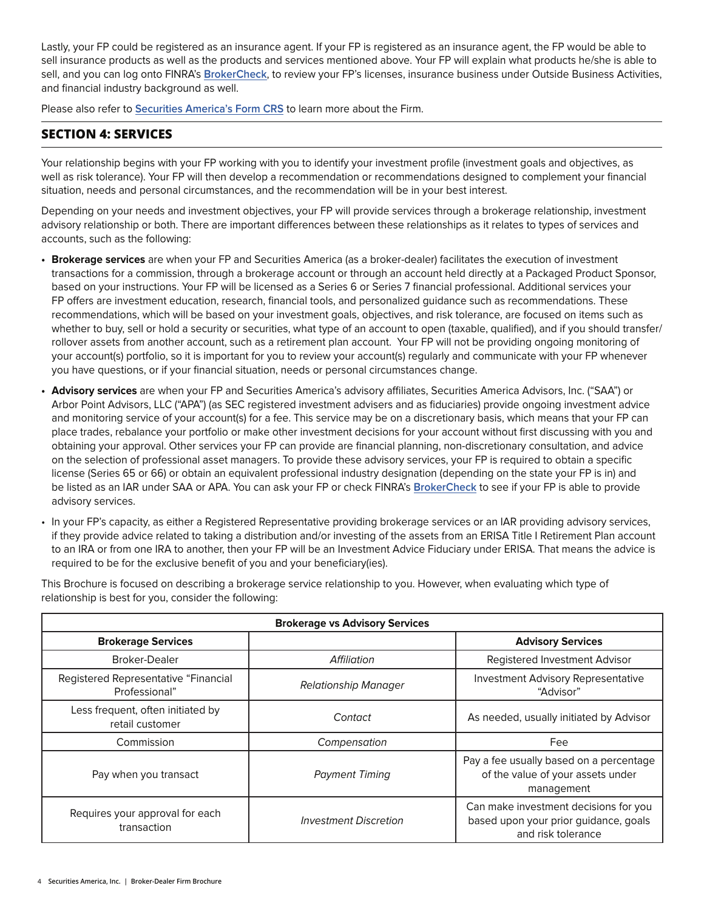Lastly, your FP could be registered as an insurance agent. If your FP is registered as an insurance agent, the FP would be able to sell insurance products as well as the products and services mentioned above. Your FP will explain what products he/she is able to sell, and you can log onto FINRA's **BrokerCheck**, to review your FP's licenses, insurance business under Outside Business Activities, and financial industry background as well.

Please also refer to **Securities America's Form CRS** to learn more about the Firm.

## SECTION 4: SERVICES

Your relationship begins with your FP working with you to identify your investment profile (investment goals and objectives, as well as risk tolerance). Your FP will then develop a recommendation or recommendations designed to complement your financial situation, needs and personal circumstances, and the recommendation will be in your best interest.

Depending on your needs and investment objectives, your FP will provide services through a brokerage relationship, investment advisory relationship or both. There are important differences between these relationships as it relates to types of services and accounts, such as the following:

- **Brokerage services** are when your FP and Securities America (as a broker-dealer) facilitates the execution of investment transactions for a commission, through a brokerage account or through an account held directly at a Packaged Product Sponsor, based on your instructions. Your FP will be licensed as a Series 6 or Series 7 financial professional. Additional services your FP offers are investment education, research, financial tools, and personalized guidance such as recommendations. These recommendations, which will be based on your investment goals, objectives, and risk tolerance, are focused on items such as whether to buy, sell or hold a security or securities, what type of an account to open (taxable, qualified), and if you should transfer/rollover assets from another account, such as a retirement plan account. Your FP will not be providing ongoing monitoring of your account(s) portfolio, so it is important for you to review your account(s) regularly and communicate with your FP whenever you have questions, or if your financial situation, needs or personal circumstances change.
- **Advisory services** are when your FP and Securities America's advisory affiliates, Securities America Advisors, Inc. ("SAA") or Arbor Point Advisors, LLC ("APA") (as SEC registered investment advisers and as fiduciaries) provide ongoing investment advice and monitoring service of your account(s) for a fee. This service may be on a discretionary basis, which means that your FP can place trades, rebalance your portfolio or make other investment decisions for your account without first discussing with you and obtaining your approval. Other services your FP can provide are financial planning, non-discretionary consultation, and advice on the selection of professional asset managers. To provide these advisory services, your FP is required to obtain a specific license (Series 65 or 66) or obtain an equivalent professional industry designation (depending on the state your FP is in) and be listed as an IAR under SAA or APA. You can ask your FP or check FINRA's **BrokerCheck** to see if your FP is able to provide advisory services.
- In your FP's capacity, as either a Registered Representative providing brokerage services or an IAR providing advisory services, if they provide advice related to taking a distribution and/or investing of the assets from an ERISA Title I Retirement Plan account to an IRA or from one IRA to another, then your FP will be an Investment Advice Fiduciary under ERISA. That means the advice is required to be for the exclusive benefit of you and your beneficiary(ies).

This Brochure is focused on describing a brokerage service relationship to you. However, when evaluating which type of relationship is best for you, consider the following:

| Brokerage vs Advisory Services | | |
|---|---|---|
| **Brokerage Services** | | **Advisory Services** |
| Broker-Dealer | *Affiliation* | Registered Investment Advisor |
| Registered Representative "Financial Professional" | *Relationship Manager* | Investment Advisory Representative "Advisor" |
| Less frequent, often initiated by retail customer | *Contact* | As needed, usually initiated by Advisor |
| Commission | *Compensation* | Fee |
| Pay when you transact | *Payment Timing* | Pay a fee usually based on a percentage of the value of your assets under management |
| Requires your approval for each transaction | *Investment Discretion* | Can make investment decisions for you based upon your prior guidance, goals and risk tolerance |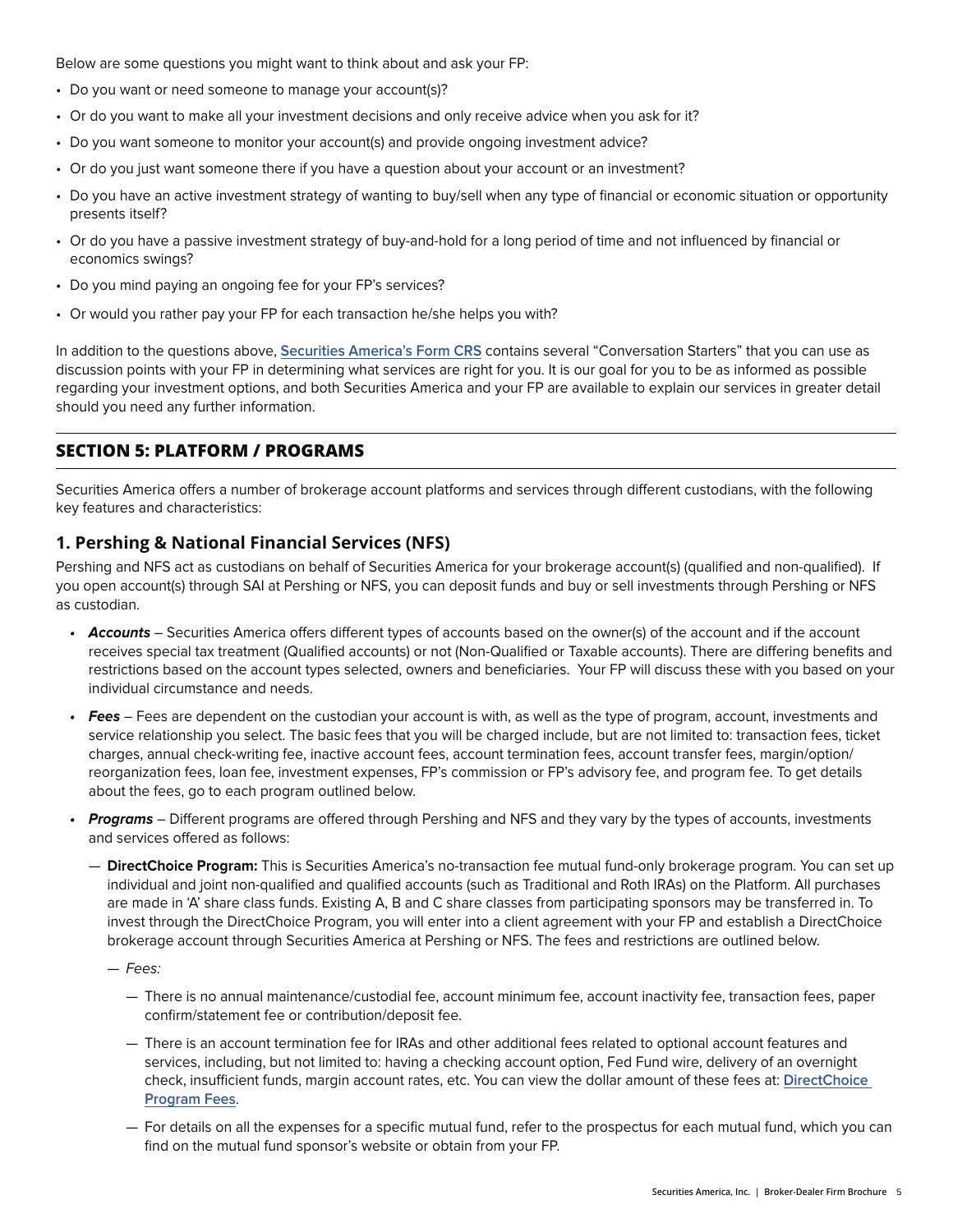Below are some questions you might want to think about and ask your FP:

- Do you want or need someone to manage your account(s)?
- Or do you want to make all your investment decisions and only receive advice when you ask for it?
- Do you want someone to monitor your account(s) and provide ongoing investment advice?
- Or do you just want someone there if you have a question about your account or an investment?
- Do you have an active investment strategy of wanting to buy/sell when any type of financial or economic situation or opportunity presents itself?
- Or do you have a passive investment strategy of buy-and-hold for a long period of time and not influenced by financial or economics swings?
- Do you mind paying an ongoing fee for your FP's services?
- Or would you rather pay your FP for each transaction he/she helps you with?

In addition to the questions above, **Securities America's Form CRS** contains several "Conversation Starters" that you can use as discussion points with your FP in determining what services are right for you. It is our goal for you to be as informed as possible regarding your investment options, and both Securities America and your FP are available to explain our services in greater detail should you need any further information.

## SECTION 5: PLATFORM / PROGRAMS

Securities America offers a number of brokerage account platforms and services through different custodians, with the following key features and characteristics:

### 1. Pershing & National Financial Services (NFS)

Pershing and NFS act as custodians on behalf of Securities America for your brokerage account(s) (qualified and non-qualified). If you open account(s) through SAI at Pershing or NFS, you can deposit funds and buy or sell investments through Pershing or NFS as custodian.

- ***Accounts*** – Securities America offers different types of accounts based on the owner(s) of the account and if the account receives special tax treatment (Qualified accounts) or not (Non-Qualified or Taxable accounts). There are differing benefits and restrictions based on the account types selected, owners and beneficiaries. Your FP will discuss these with you based on your individual circumstance and needs.
- ***Fees*** – Fees are dependent on the custodian your account is with, as well as the type of program, account, investments and service relationship you select. The basic fees that you will be charged include, but are not limited to: transaction fees, ticket charges, annual check-writing fee, inactive account fees, account termination fees, account transfer fees, margin/option/reorganization fees, loan fee, investment expenses, FP's commission or FP's advisory fee, and program fee. To get details about the fees, go to each program outlined below.
- ***Programs*** – Different programs are offered through Pershing and NFS and they vary by the types of accounts, investments and services offered as follows:
  - **DirectChoice Program:** This is Securities America's no-transaction fee mutual fund-only brokerage program. You can set up individual and joint non-qualified and qualified accounts (such as Traditional and Roth IRAs) on the Platform. All purchases are made in 'A' share class funds. Existing A, B and C share classes from participating sponsors may be transferred in. To invest through the DirectChoice Program, you will enter into a client agreement with your FP and establish a DirectChoice brokerage account through Securities America at Pershing or NFS. The fees and restrictions are outlined below.
  - *Fees:*
    - There is no annual maintenance/custodial fee, account minimum fee, account inactivity fee, transaction fees, paper confirm/statement fee or contribution/deposit fee.
    - There is an account termination fee for IRAs and other additional fees related to optional account features and services, including, but not limited to: having a checking account option, Fed Fund wire, delivery of an overnight check, insufficient funds, margin account rates, etc. You can view the dollar amount of these fees at: **DirectChoice Program Fees**.
    - For details on all the expenses for a specific mutual fund, refer to the prospectus for each mutual fund, which you can find on the mutual fund sponsor's website or obtain from your FP.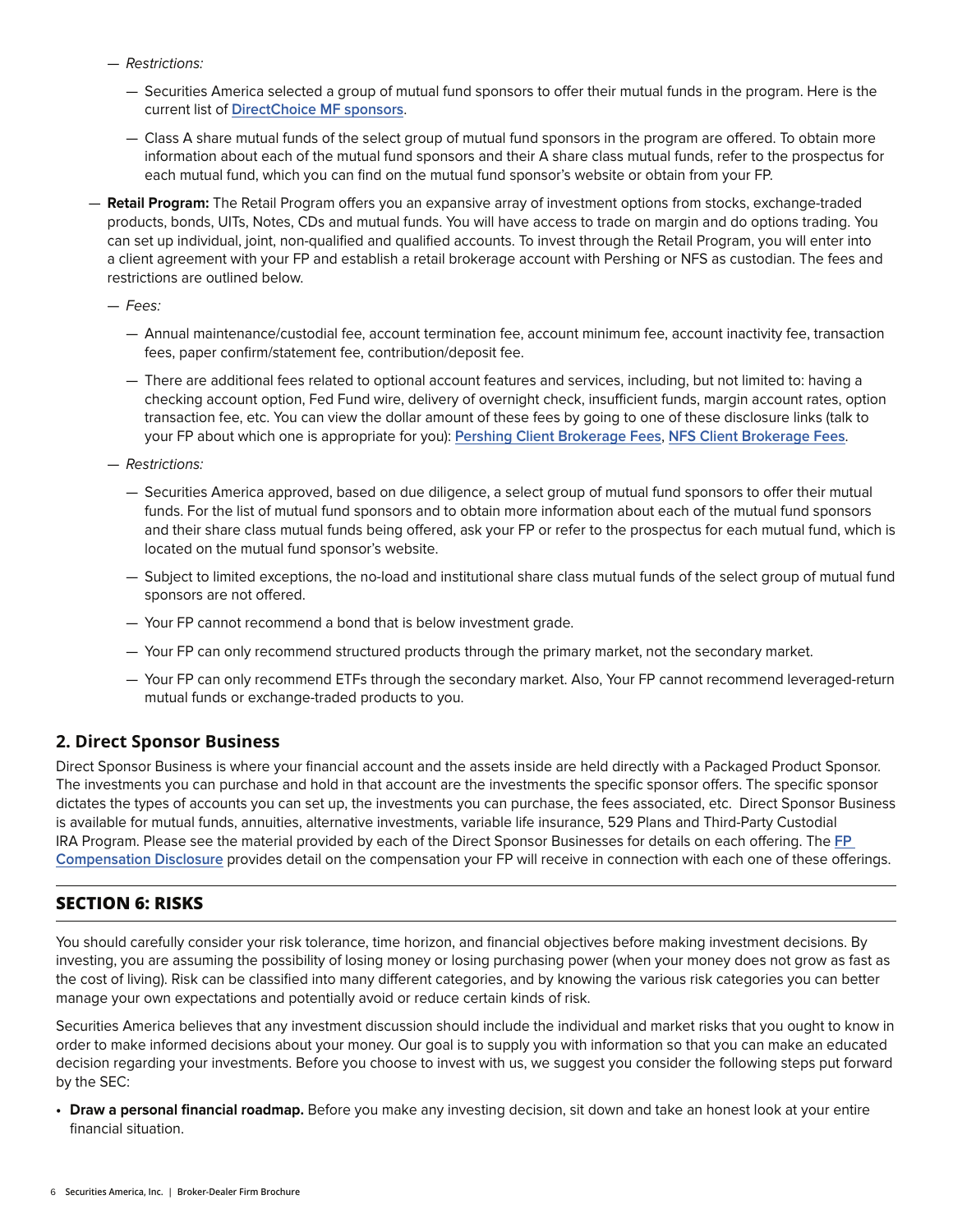- *Restrictions:*
  - Securities America selected a group of mutual fund sponsors to offer their mutual funds in the program. Here is the current list of **DirectChoice MF sponsors**.
  - Class A share mutual funds of the select group of mutual fund sponsors in the program are offered. To obtain more information about each of the mutual fund sponsors and their A share class mutual funds, refer to the prospectus for each mutual fund, which you can find on the mutual fund sponsor's website or obtain from your FP.

- **Retail Program:** The Retail Program offers you an expansive array of investment options from stocks, exchange-traded products, bonds, UITs, Notes, CDs and mutual funds. You will have access to trade on margin and do options trading. You can set up individual, joint, non-qualified and qualified accounts. To invest through the Retail Program, you will enter into a client agreement with your FP and establish a retail brokerage account with Pershing or NFS as custodian. The fees and restrictions are outlined below.
  - *Fees:*
    - Annual maintenance/custodial fee, account termination fee, account minimum fee, account inactivity fee, transaction fees, paper confirm/statement fee, contribution/deposit fee.
    - There are additional fees related to optional account features and services, including, but not limited to: having a checking account option, Fed Fund wire, delivery of overnight check, insufficient funds, margin account rates, option transaction fee, etc. You can view the dollar amount of these fees by going to one of these disclosure links (talk to your FP about which one is appropriate for you): **Pershing Client Brokerage Fees**, **NFS Client Brokerage Fees**.
  - *Restrictions:*
    - Securities America approved, based on due diligence, a select group of mutual fund sponsors to offer their mutual funds. For the list of mutual fund sponsors and to obtain more information about each of the mutual fund sponsors and their share class mutual funds being offered, ask your FP or refer to the prospectus for each mutual fund, which is located on the mutual fund sponsor's website.
    - Subject to limited exceptions, the no-load and institutional share class mutual funds of the select group of mutual fund sponsors are not offered.
    - Your FP cannot recommend a bond that is below investment grade.
    - Your FP can only recommend structured products through the primary market, not the secondary market.
    - Your FP can only recommend ETFs through the secondary market. Also, Your FP cannot recommend leveraged-return mutual funds or exchange-traded products to you.

### 2. Direct Sponsor Business

Direct Sponsor Business is where your financial account and the assets inside are held directly with a Packaged Product Sponsor. The investments you can purchase and hold in that account are the investments the specific sponsor offers. The specific sponsor dictates the types of accounts you can set up, the investments you can purchase, the fees associated, etc. Direct Sponsor Business is available for mutual funds, annuities, alternative investments, variable life insurance, 529 Plans and Third-Party Custodial IRA Program. Please see the material provided by each of the Direct Sponsor Businesses for details on each offering. The **FP Compensation Disclosure** provides detail on the compensation your FP will receive in connection with each one of these offerings.

## SECTION 6: RISKS

You should carefully consider your risk tolerance, time horizon, and financial objectives before making investment decisions. By investing, you are assuming the possibility of losing money or losing purchasing power (when your money does not grow as fast as the cost of living). Risk can be classified into many different categories, and by knowing the various risk categories you can better manage your own expectations and potentially avoid or reduce certain kinds of risk.

Securities America believes that any investment discussion should include the individual and market risks that you ought to know in order to make informed decisions about your money. Our goal is to supply you with information so that you can make an educated decision regarding your investments. Before you choose to invest with us, we suggest you consider the following steps put forward by the SEC:

- **Draw a personal financial roadmap.** Before you make any investing decision, sit down and take an honest look at your entire financial situation.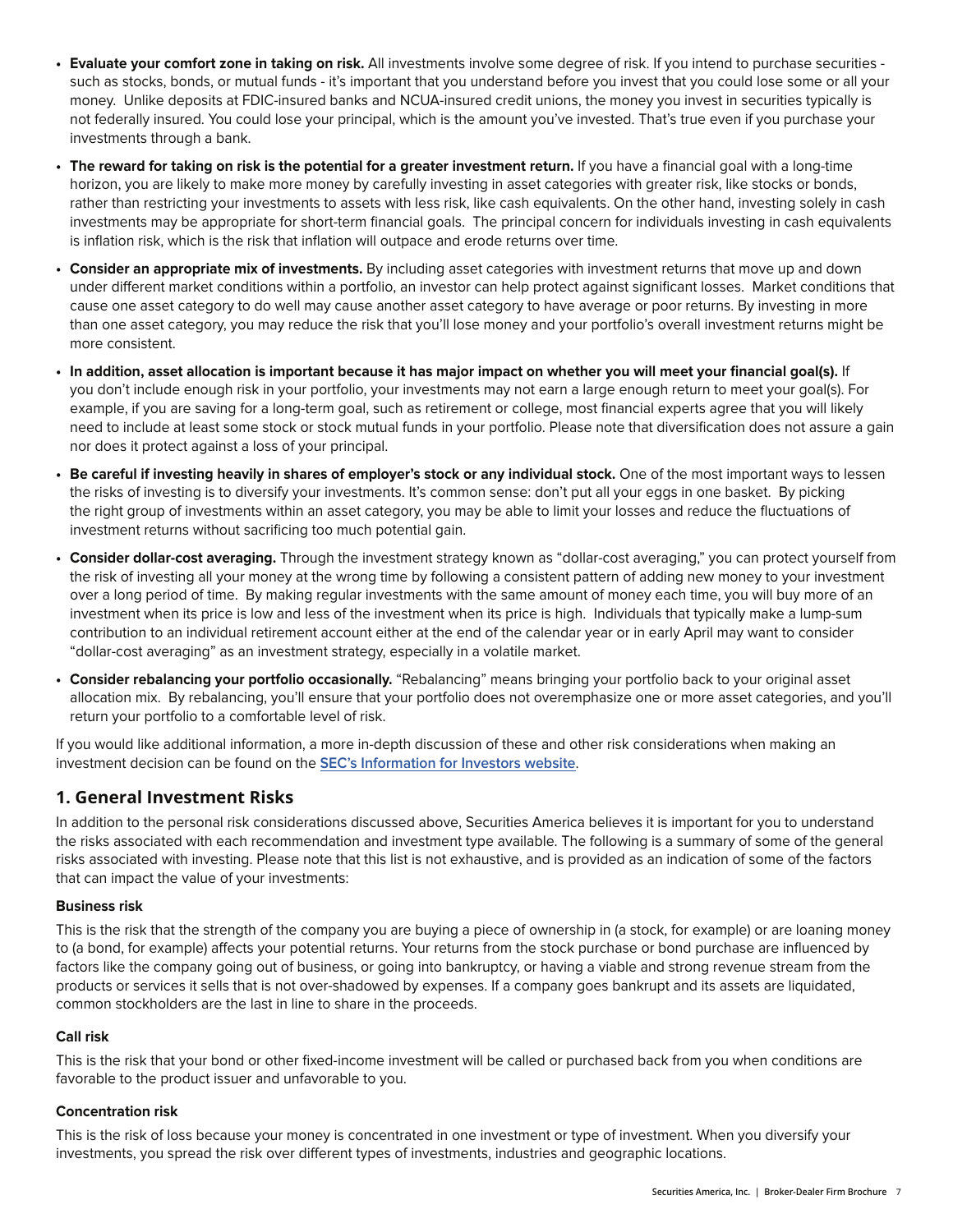- **Evaluate your comfort zone in taking on risk.** All investments involve some degree of risk. If you intend to purchase securities - such as stocks, bonds, or mutual funds - it's important that you understand before you invest that you could lose some or all your money. Unlike deposits at FDIC-insured banks and NCUA-insured credit unions, the money you invest in securities typically is not federally insured. You could lose your principal, which is the amount you've invested. That's true even if you purchase your investments through a bank.
- **The reward for taking on risk is the potential for a greater investment return.** If you have a financial goal with a long-time horizon, you are likely to make more money by carefully investing in asset categories with greater risk, like stocks or bonds, rather than restricting your investments to assets with less risk, like cash equivalents. On the other hand, investing solely in cash investments may be appropriate for short-term financial goals. The principal concern for individuals investing in cash equivalents is inflation risk, which is the risk that inflation will outpace and erode returns over time.
- **Consider an appropriate mix of investments.** By including asset categories with investment returns that move up and down under different market conditions within a portfolio, an investor can help protect against significant losses. Market conditions that cause one asset category to do well may cause another asset category to have average or poor returns. By investing in more than one asset category, you may reduce the risk that you'll lose money and your portfolio's overall investment returns might be more consistent.
- **In addition, asset allocation is important because it has major impact on whether you will meet your financial goal(s).** If you don't include enough risk in your portfolio, your investments may not earn a large enough return to meet your goal(s). For example, if you are saving for a long-term goal, such as retirement or college, most financial experts agree that you will likely need to include at least some stock or stock mutual funds in your portfolio. Please note that diversification does not assure a gain nor does it protect against a loss of your principal.
- **Be careful if investing heavily in shares of employer's stock or any individual stock.** One of the most important ways to lessen the risks of investing is to diversify your investments. It's common sense: don't put all your eggs in one basket. By picking the right group of investments within an asset category, you may be able to limit your losses and reduce the fluctuations of investment returns without sacrificing too much potential gain.
- **Consider dollar-cost averaging.** Through the investment strategy known as "dollar-cost averaging," you can protect yourself from the risk of investing all your money at the wrong time by following a consistent pattern of adding new money to your investment over a long period of time. By making regular investments with the same amount of money each time, you will buy more of an investment when its price is low and less of the investment when its price is high. Individuals that typically make a lump-sum contribution to an individual retirement account either at the end of the calendar year or in early April may want to consider "dollar-cost averaging" as an investment strategy, especially in a volatile market.
- **Consider rebalancing your portfolio occasionally.** "Rebalancing" means bringing your portfolio back to your original asset allocation mix. By rebalancing, you'll ensure that your portfolio does not overemphasize one or more asset categories, and you'll return your portfolio to a comfortable level of risk.

If you would like additional information, a more in-depth discussion of these and other risk considerations when making an investment decision can be found on the **SEC's Information for Investors website**.

## 1. General Investment Risks

In addition to the personal risk considerations discussed above, Securities America believes it is important for you to understand the risks associated with each recommendation and investment type available. The following is a summary of some of the general risks associated with investing. Please note that this list is not exhaustive, and is provided as an indication of some of the factors that can impact the value of your investments:

### Business risk

This is the risk that the strength of the company you are buying a piece of ownership in (a stock, for example) or are loaning money to (a bond, for example) affects your potential returns. Your returns from the stock purchase or bond purchase are influenced by factors like the company going out of business, or going into bankruptcy, or having a viable and strong revenue stream from the products or services it sells that is not over-shadowed by expenses. If a company goes bankrupt and its assets are liquidated, common stockholders are the last in line to share in the proceeds.

### Call risk

This is the risk that your bond or other fixed-income investment will be called or purchased back from you when conditions are favorable to the product issuer and unfavorable to you.

### Concentration risk

This is the risk of loss because your money is concentrated in one investment or type of investment. When you diversify your investments, you spread the risk over different types of investments, industries and geographic locations.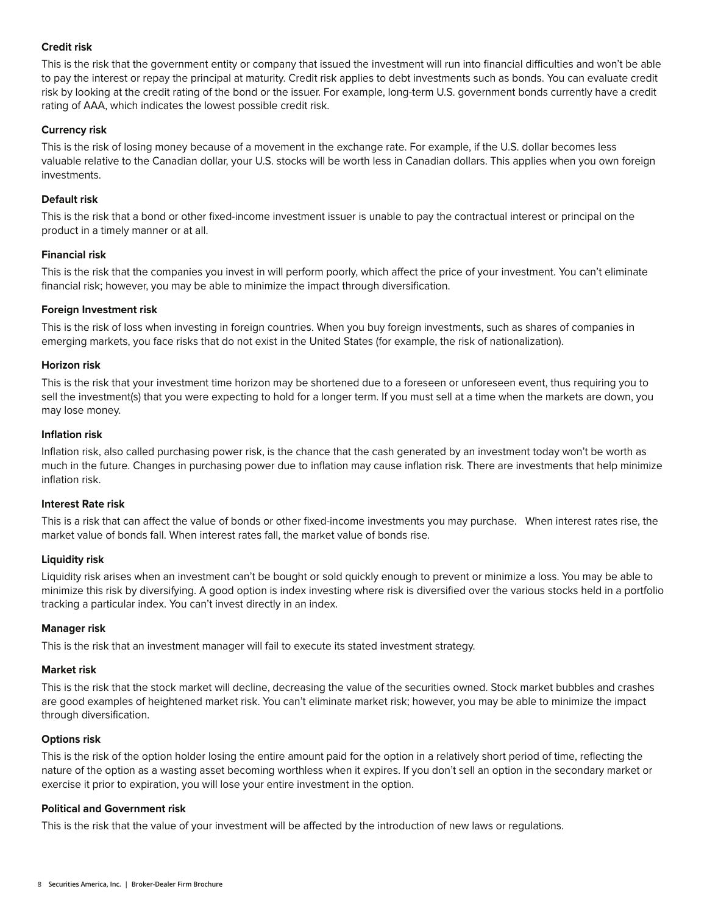**Credit risk**

This is the risk that the government entity or company that issued the investment will run into financial difficulties and won't be able to pay the interest or repay the principal at maturity. Credit risk applies to debt investments such as bonds. You can evaluate credit risk by looking at the credit rating of the bond or the issuer. For example, long-term U.S. government bonds currently have a credit rating of AAA, which indicates the lowest possible credit risk.

**Currency risk**

This is the risk of losing money because of a movement in the exchange rate. For example, if the U.S. dollar becomes less valuable relative to the Canadian dollar, your U.S. stocks will be worth less in Canadian dollars. This applies when you own foreign investments.

**Default risk**

This is the risk that a bond or other fixed-income investment issuer is unable to pay the contractual interest or principal on the product in a timely manner or at all.

**Financial risk**

This is the risk that the companies you invest in will perform poorly, which affect the price of your investment. You can't eliminate financial risk; however, you may be able to minimize the impact through diversification.

**Foreign Investment risk**

This is the risk of loss when investing in foreign countries. When you buy foreign investments, such as shares of companies in emerging markets, you face risks that do not exist in the United States (for example, the risk of nationalization).

**Horizon risk**

This is the risk that your investment time horizon may be shortened due to a foreseen or unforeseen event, thus requiring you to sell the investment(s) that you were expecting to hold for a longer term. If you must sell at a time when the markets are down, you may lose money.

**Inflation risk**

Inflation risk, also called purchasing power risk, is the chance that the cash generated by an investment today won't be worth as much in the future. Changes in purchasing power due to inflation may cause inflation risk. There are investments that help minimize inflation risk.

**Interest Rate risk**

This is a risk that can affect the value of bonds or other fixed-income investments you may purchase. When interest rates rise, the market value of bonds fall. When interest rates fall, the market value of bonds rise.

**Liquidity risk**

Liquidity risk arises when an investment can't be bought or sold quickly enough to prevent or minimize a loss. You may be able to minimize this risk by diversifying. A good option is index investing where risk is diversified over the various stocks held in a portfolio tracking a particular index. You can't invest directly in an index.

**Manager risk**

This is the risk that an investment manager will fail to execute its stated investment strategy.

**Market risk**

This is the risk that the stock market will decline, decreasing the value of the securities owned. Stock market bubbles and crashes are good examples of heightened market risk. You can't eliminate market risk; however, you may be able to minimize the impact through diversification.

**Options risk**

This is the risk of the option holder losing the entire amount paid for the option in a relatively short period of time, reflecting the nature of the option as a wasting asset becoming worthless when it expires. If you don't sell an option in the secondary market or exercise it prior to expiration, you will lose your entire investment in the option.

**Political and Government risk**

This is the risk that the value of your investment will be affected by the introduction of new laws or regulations.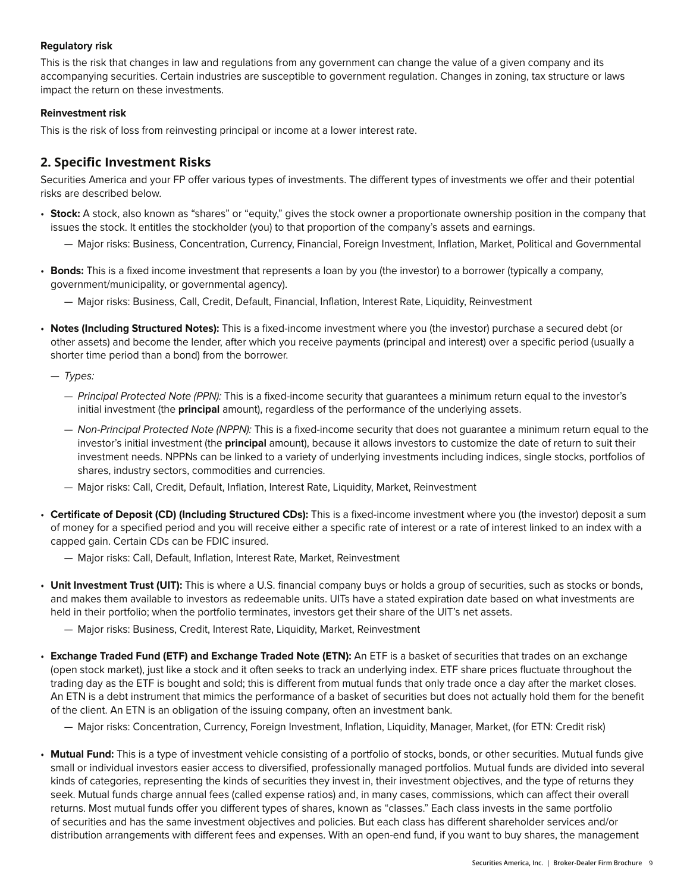**Regulatory risk**

This is the risk that changes in law and regulations from any government can change the value of a given company and its accompanying securities. Certain industries are susceptible to government regulation. Changes in zoning, tax structure or laws impact the return on these investments.

**Reinvestment risk**

This is the risk of loss from reinvesting principal or income at a lower interest rate.

## 2. Specific Investment Risks

Securities America and your FP offer various types of investments. The different types of investments we offer and their potential risks are described below.

- **Stock:** A stock, also known as "shares" or "equity," gives the stock owner a proportionate ownership position in the company that issues the stock. It entitles the stockholder (you) to that proportion of the company's assets and earnings.
    - — Major risks: Business, Concentration, Currency, Financial, Foreign Investment, Inflation, Market, Political and Governmental
- **Bonds:** This is a fixed income investment that represents a loan by you (the investor) to a borrower (typically a company, government/municipality, or governmental agency).
    - — Major risks: Business, Call, Credit, Default, Financial, Inflation, Interest Rate, Liquidity, Reinvestment
- **Notes (Including Structured Notes):** This is a fixed-income investment where you (the investor) purchase a secured debt (or other assets) and become the lender, after which you receive payments (principal and interest) over a specific period (usually a shorter time period than a bond) from the borrower.
    - — *Types:*
        - — *Principal Protected Note (PPN):* This is a fixed-income security that guarantees a minimum return equal to the investor's initial investment (the **principal** amount), regardless of the performance of the underlying assets.
        - — *Non-Principal Protected Note (NPPN):* This is a fixed-income security that does not guarantee a minimum return equal to the investor's initial investment (the **principal** amount), because it allows investors to customize the date of return to suit their investment needs. NPPNs can be linked to a variety of underlying investments including indices, single stocks, portfolios of shares, industry sectors, commodities and currencies.
        - — Major risks: Call, Credit, Default, Inflation, Interest Rate, Liquidity, Market, Reinvestment
- **Certificate of Deposit (CD) (Including Structured CDs):** This is a fixed-income investment where you (the investor) deposit a sum of money for a specified period and you will receive either a specific rate of interest or a rate of interest linked to an index with a capped gain. Certain CDs can be FDIC insured.
    - — Major risks: Call, Default, Inflation, Interest Rate, Market, Reinvestment
- **Unit Investment Trust (UIT):** This is where a U.S. financial company buys or holds a group of securities, such as stocks or bonds, and makes them available to investors as redeemable units. UITs have a stated expiration date based on what investments are held in their portfolio; when the portfolio terminates, investors get their share of the UIT's net assets.
    - — Major risks: Business, Credit, Interest Rate, Liquidity, Market, Reinvestment
- **Exchange Traded Fund (ETF) and Exchange Traded Note (ETN):** An ETF is a basket of securities that trades on an exchange (open stock market), just like a stock and it often seeks to track an underlying index. ETF share prices fluctuate throughout the trading day as the ETF is bought and sold; this is different from mutual funds that only trade once a day after the market closes. An ETN is a debt instrument that mimics the performance of a basket of securities but does not actually hold them for the benefit of the client. An ETN is an obligation of the issuing company, often an investment bank.
    - — Major risks: Concentration, Currency, Foreign Investment, Inflation, Liquidity, Manager, Market, (for ETN: Credit risk)
- **Mutual Fund:** This is a type of investment vehicle consisting of a portfolio of stocks, bonds, or other securities. Mutual funds give small or individual investors easier access to diversified, professionally managed portfolios. Mutual funds are divided into several kinds of categories, representing the kinds of securities they invest in, their investment objectives, and the type of returns they seek. Mutual funds charge annual fees (called expense ratios) and, in many cases, commissions, which can affect their overall returns. Most mutual funds offer you different types of shares, known as "classes." Each class invests in the same portfolio of securities and has the same investment objectives and policies. But each class has different shareholder services and/or distribution arrangements with different fees and expenses. With an open-end fund, if you want to buy shares, the management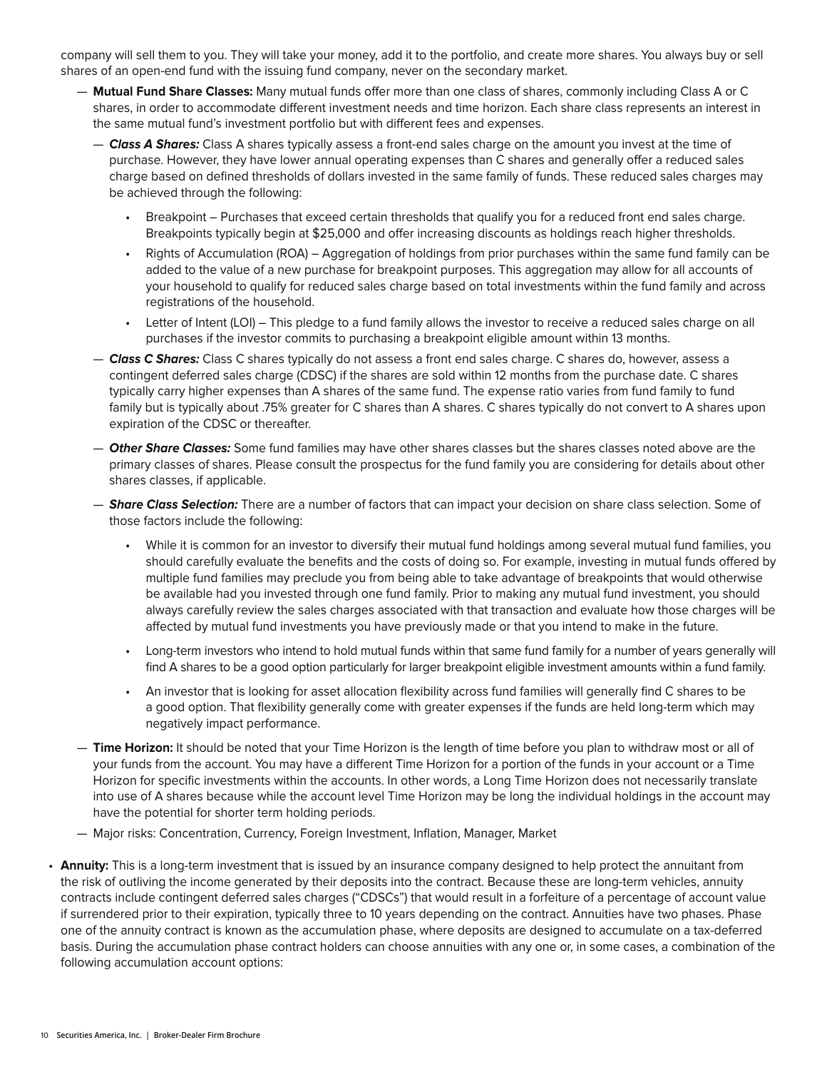company will sell them to you. They will take your money, add it to the portfolio, and create more shares. You always buy or sell shares of an open-end fund with the issuing fund company, never on the secondary market.

- **Mutual Fund Share Classes:** Many mutual funds offer more than one class of shares, commonly including Class A or C shares, in order to accommodate different investment needs and time horizon. Each share class represents an interest in the same mutual fund's investment portfolio but with different fees and expenses.
  - ***Class A Shares:*** Class A shares typically assess a front-end sales charge on the amount you invest at the time of purchase. However, they have lower annual operating expenses than C shares and generally offer a reduced sales charge based on defined thresholds of dollars invested in the same family of funds. These reduced sales charges may be achieved through the following:
    - Breakpoint – Purchases that exceed certain thresholds that qualify you for a reduced front end sales charge. Breakpoints typically begin at $25,000 and offer increasing discounts as holdings reach higher thresholds.
    - Rights of Accumulation (ROA) – Aggregation of holdings from prior purchases within the same fund family can be added to the value of a new purchase for breakpoint purposes. This aggregation may allow for all accounts of your household to qualify for reduced sales charge based on total investments within the fund family and across registrations of the household.
    - Letter of Intent (LOI) – This pledge to a fund family allows the investor to receive a reduced sales charge on all purchases if the investor commits to purchasing a breakpoint eligible amount within 13 months.
  - ***Class C Shares:*** Class C shares typically do not assess a front end sales charge. C shares do, however, assess a contingent deferred sales charge (CDSC) if the shares are sold within 12 months from the purchase date. C shares typically carry higher expenses than A shares of the same fund. The expense ratio varies from fund family to fund family but is typically about .75% greater for C shares than A shares. C shares typically do not convert to A shares upon expiration of the CDSC or thereafter.
  - ***Other Share Classes:*** Some fund families may have other shares classes but the shares classes noted above are the primary classes of shares. Please consult the prospectus for the fund family you are considering for details about other shares classes, if applicable.
  - ***Share Class Selection:*** There are a number of factors that can impact your decision on share class selection. Some of those factors include the following:
    - While it is common for an investor to diversify their mutual fund holdings among several mutual fund families, you should carefully evaluate the benefits and the costs of doing so. For example, investing in mutual funds offered by multiple fund families may preclude you from being able to take advantage of breakpoints that would otherwise be available had you invested through one fund family. Prior to making any mutual fund investment, you should always carefully review the sales charges associated with that transaction and evaluate how those charges will be affected by mutual fund investments you have previously made or that you intend to make in the future.
    - Long-term investors who intend to hold mutual funds within that same fund family for a number of years generally will find A shares to be a good option particularly for larger breakpoint eligible investment amounts within a fund family.
    - An investor that is looking for asset allocation flexibility across fund families will generally find C shares to be a good option. That flexibility generally come with greater expenses if the funds are held long-term which may negatively impact performance.
- **Time Horizon:** It should be noted that your Time Horizon is the length of time before you plan to withdraw most or all of your funds from the account. You may have a different Time Horizon for a portion of the funds in your account or a Time Horizon for specific investments within the accounts. In other words, a Long Time Horizon does not necessarily translate into use of A shares because while the account level Time Horizon may be long the individual holdings in the account may have the potential for shorter term holding periods.
- Major risks: Concentration, Currency, Foreign Investment, Inflation, Manager, Market

- **Annuity:** This is a long-term investment that is issued by an insurance company designed to help protect the annuitant from the risk of outliving the income generated by their deposits into the contract. Because these are long-term vehicles, annuity contracts include contingent deferred sales charges ("CDSCs") that would result in a forfeiture of a percentage of account value if surrendered prior to their expiration, typically three to 10 years depending on the contract. Annuities have two phases. Phase one of the annuity contract is known as the accumulation phase, where deposits are designed to accumulate on a tax-deferred basis. During the accumulation phase contract holders can choose annuities with any one or, in some cases, a combination of the following accumulation account options: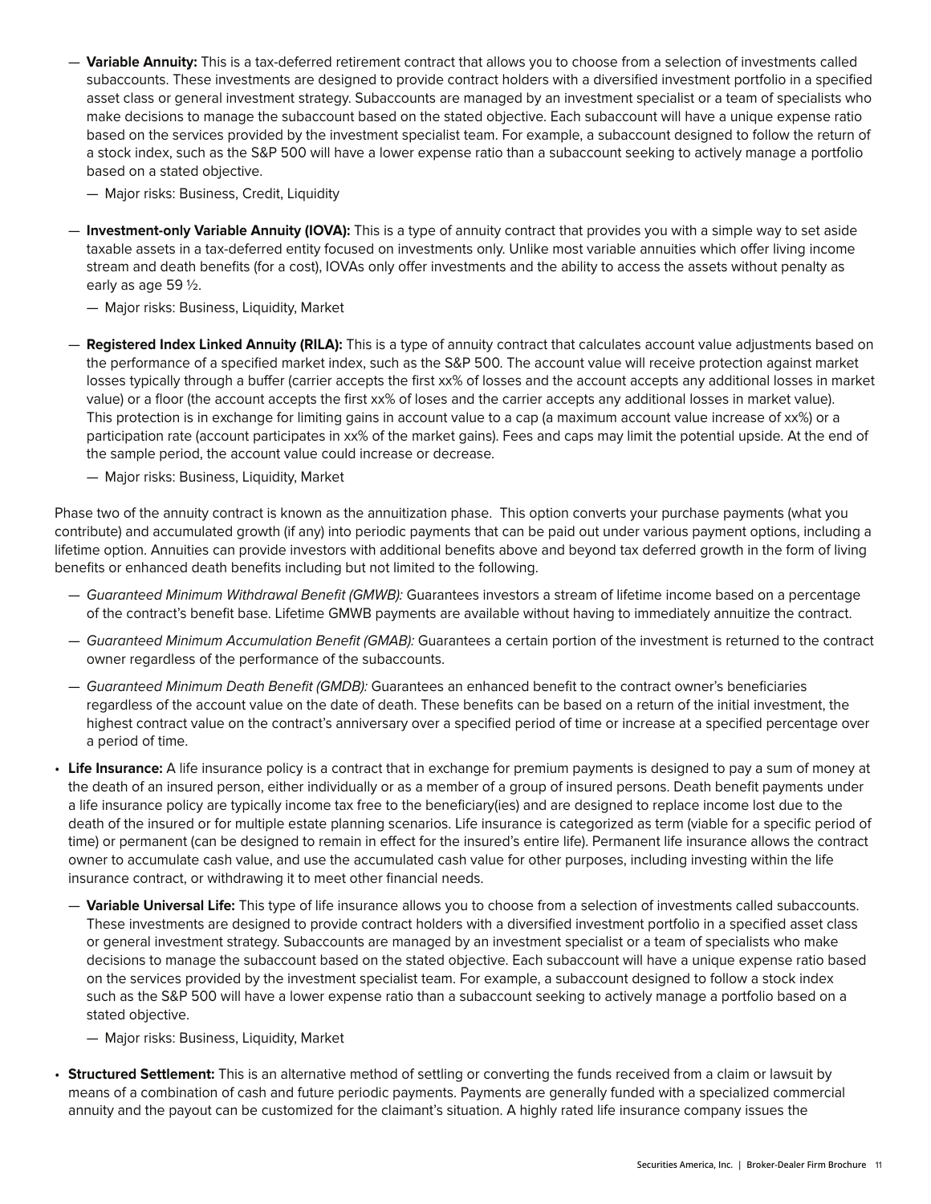- **Variable Annuity:** This is a tax-deferred retirement contract that allows you to choose from a selection of investments called subaccounts. These investments are designed to provide contract holders with a diversified investment portfolio in a specified asset class or general investment strategy. Subaccounts are managed by an investment specialist or a team of specialists who make decisions to manage the subaccount based on the stated objective. Each subaccount will have a unique expense ratio based on the services provided by the investment specialist team. For example, a subaccount designed to follow the return of a stock index, such as the S&P 500 will have a lower expense ratio than a subaccount seeking to actively manage a portfolio based on a stated objective.
  - Major risks: Business, Credit, Liquidity
- **Investment-only Variable Annuity (IOVA):** This is a type of annuity contract that provides you with a simple way to set aside taxable assets in a tax-deferred entity focused on investments only. Unlike most variable annuities which offer living income stream and death benefits (for a cost), IOVAs only offer investments and the ability to access the assets without penalty as early as age 59 ½.
  - Major risks: Business, Liquidity, Market
- **Registered Index Linked Annuity (RILA):** This is a type of annuity contract that calculates account value adjustments based on the performance of a specified market index, such as the S&P 500. The account value will receive protection against market losses typically through a buffer (carrier accepts the first xx% of losses and the account accepts any additional losses in market value) or a floor (the account accepts the first xx% of loses and the carrier accepts any additional losses in market value). This protection is in exchange for limiting gains in account value to a cap (a maximum account value increase of xx%) or a participation rate (account participates in xx% of the market gains). Fees and caps may limit the potential upside. At the end of the sample period, the account value could increase or decrease.
  - Major risks: Business, Liquidity, Market

Phase two of the annuity contract is known as the annuitization phase. This option converts your purchase payments (what you contribute) and accumulated growth (if any) into periodic payments that can be paid out under various payment options, including a lifetime option. Annuities can provide investors with additional benefits above and beyond tax deferred growth in the form of living benefits or enhanced death benefits including but not limited to the following.

- *Guaranteed Minimum Withdrawal Benefit (GMWB):* Guarantees investors a stream of lifetime income based on a percentage of the contract's benefit base. Lifetime GMWB payments are available without having to immediately annuitize the contract.
- *Guaranteed Minimum Accumulation Benefit (GMAB):* Guarantees a certain portion of the investment is returned to the contract owner regardless of the performance of the subaccounts.
- *Guaranteed Minimum Death Benefit (GMDB):* Guarantees an enhanced benefit to the contract owner's beneficiaries regardless of the account value on the date of death. These benefits can be based on a return of the initial investment, the highest contract value on the contract's anniversary over a specified period of time or increase at a specified percentage over a period of time.

- **Life Insurance:** A life insurance policy is a contract that in exchange for premium payments is designed to pay a sum of money at the death of an insured person, either individually or as a member of a group of insured persons. Death benefit payments under a life insurance policy are typically income tax free to the beneficiary(ies) and are designed to replace income lost due to the death of the insured or for multiple estate planning scenarios. Life insurance is categorized as term (viable for a specific period of time) or permanent (can be designed to remain in effect for the insured's entire life). Permanent life insurance allows the contract owner to accumulate cash value, and use the accumulated cash value for other purposes, including investing within the life insurance contract, or withdrawing it to meet other financial needs.
  - **Variable Universal Life:** This type of life insurance allows you to choose from a selection of investments called subaccounts. These investments are designed to provide contract holders with a diversified investment portfolio in a specified asset class or general investment strategy. Subaccounts are managed by an investment specialist or a team of specialists who make decisions to manage the subaccount based on the stated objective. Each subaccount will have a unique expense ratio based on the services provided by the investment specialist team. For example, a subaccount designed to follow a stock index such as the S&P 500 will have a lower expense ratio than a subaccount seeking to actively manage a portfolio based on a stated objective.
    - Major risks: Business, Liquidity, Market
- **Structured Settlement:** This is an alternative method of settling or converting the funds received from a claim or lawsuit by means of a combination of cash and future periodic payments. Payments are generally funded with a specialized commercial annuity and the payout can be customized for the claimant's situation. A highly rated life insurance company issues the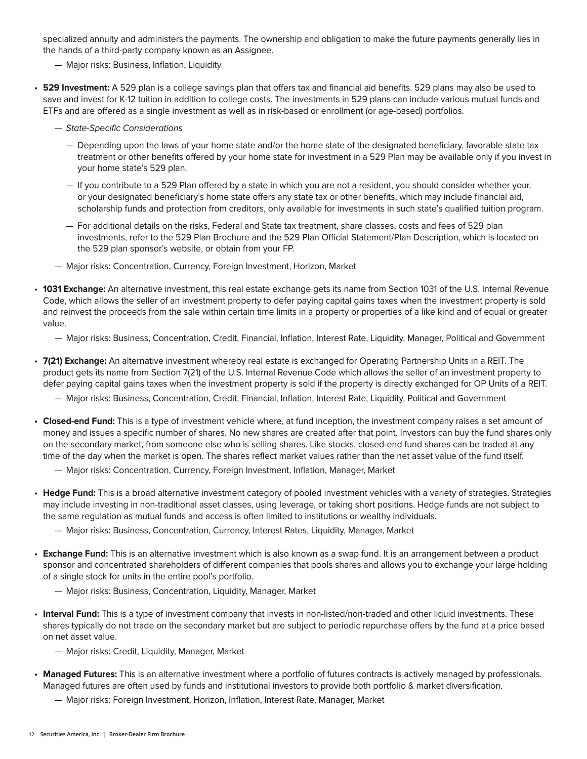specialized annuity and administers the payments. The ownership and obligation to make the future payments generally lies in the hands of a third-party company known as an Assignee.

— Major risks: Business, Inflation, Liquidity

- **529 Investment:** A 529 plan is a college savings plan that offers tax and financial aid benefits. 529 plans may also be used to save and invest for K-12 tuition in addition to college costs. The investments in 529 plans can include various mutual funds and ETFs and are offered as a single investment as well as in risk-based or enrollment (or age-based) portfolios.

  — *State-Specific Considerations*

    — Depending upon the laws of your home state and/or the home state of the designated beneficiary, favorable state tax treatment or other benefits offered by your home state for investment in a 529 Plan may be available only if you invest in your home state's 529 plan.

    — If you contribute to a 529 Plan offered by a state in which you are not a resident, you should consider whether your, or your designated beneficiary's home state offers any state tax or other benefits, which may include financial aid, scholarship funds and protection from creditors, only available for investments in such state's qualified tuition program.

    — For additional details on the risks, Federal and State tax treatment, share classes, costs and fees of 529 plan investments, refer to the 529 Plan Brochure and the 529 Plan Official Statement/Plan Description, which is located on the 529 plan sponsor's website, or obtain from your FP.

  — Major risks: Concentration, Currency, Foreign Investment, Horizon, Market

- **1031 Exchange:** An alternative investment, this real estate exchange gets its name from Section 1031 of the U.S. Internal Revenue Code, which allows the seller of an investment property to defer paying capital gains taxes when the investment property is sold and reinvest the proceeds from the sale within certain time limits in a property or properties of a like kind and of equal or greater value.

  — Major risks: Business, Concentration, Credit, Financial, Inflation, Interest Rate, Liquidity, Manager, Political and Government

- **7(21) Exchange:** An alternative investment whereby real estate is exchanged for Operating Partnership Units in a REIT. The product gets its name from Section 7(21) of the U.S. Internal Revenue Code which allows the seller of an investment property to defer paying capital gains taxes when the investment property is sold if the property is directly exchanged for OP Units of a REIT.

  — Major risks: Business, Concentration, Credit, Financial, Inflation, Interest Rate, Liquidity, Political and Government

- **Closed-end Fund:** This is a type of investment vehicle where, at fund inception, the investment company raises a set amount of money and issues a specific number of shares. No new shares are created after that point. Investors can buy the fund shares only on the secondary market, from someone else who is selling shares. Like stocks, closed-end fund shares can be traded at any time of the day when the market is open. The shares reflect market values rather than the net asset value of the fund itself.

  — Major risks: Concentration, Currency, Foreign Investment, Inflation, Manager, Market

- **Hedge Fund:** This is a broad alternative investment category of pooled investment vehicles with a variety of strategies. Strategies may include investing in non-traditional asset classes, using leverage, or taking short positions. Hedge funds are not subject to the same regulation as mutual funds and access is often limited to institutions or wealthy individuals.

  — Major risks: Business, Concentration, Currency, Interest Rates, Liquidity, Manager, Market

- **Exchange Fund:** This is an alternative investment which is also known as a swap fund. It is an arrangement between a product sponsor and concentrated shareholders of different companies that pools shares and allows you to exchange your large holding of a single stock for units in the entire pool's portfolio.

  — Major risks: Business, Concentration, Liquidity, Manager, Market

- **Interval Fund:** This is a type of investment company that invests in non-listed/non-traded and other liquid investments. These shares typically do not trade on the secondary market but are subject to periodic repurchase offers by the fund at a price based on net asset value.

  — Major risks: Credit, Liquidity, Manager, Market

- **Managed Futures:** This is an alternative investment where a portfolio of futures contracts is actively managed by professionals. Managed futures are often used by funds and institutional investors to provide both portfolio & market diversification.

  — Major risks: Foreign Investment, Horizon, Inflation, Interest Rate, Manager, Market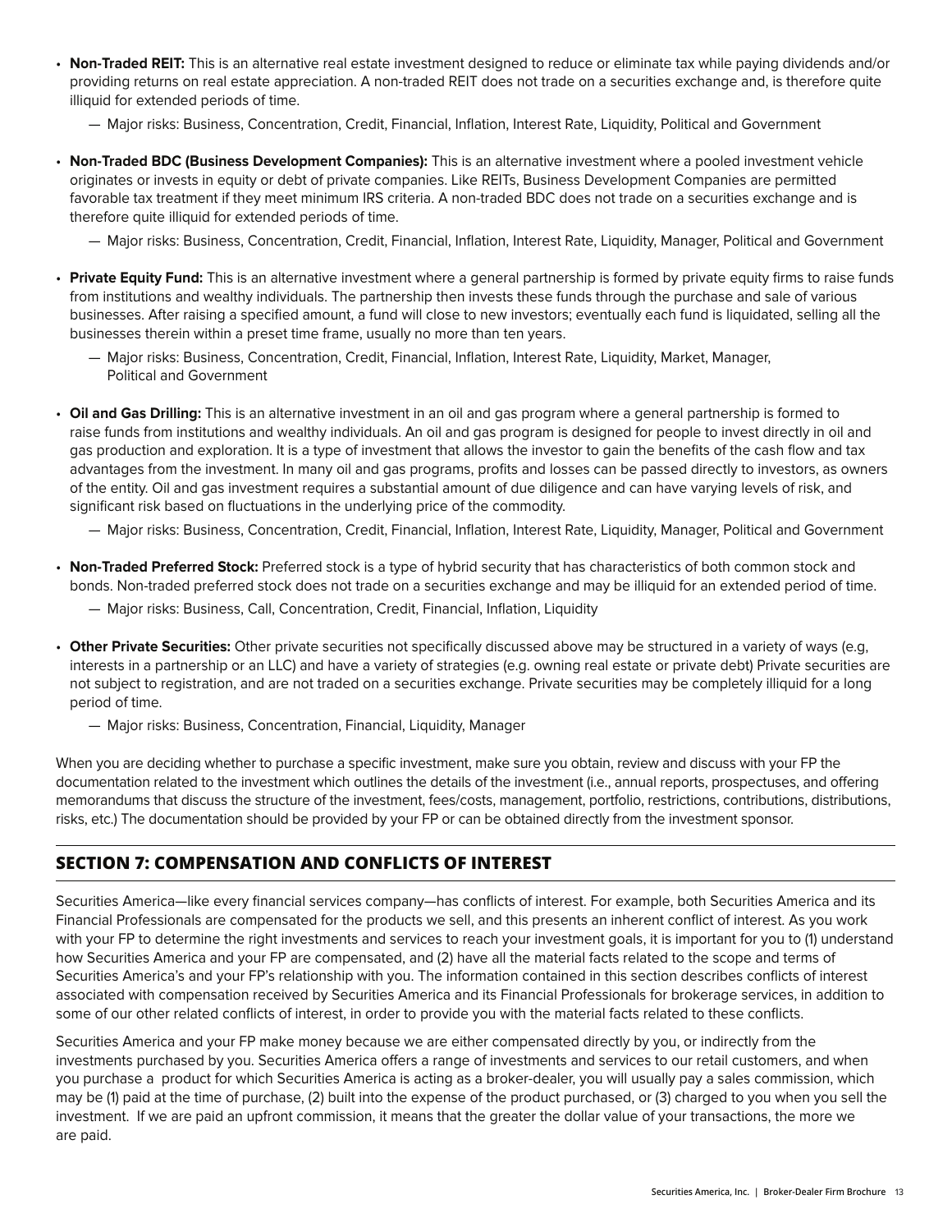- **Non-Traded REIT:** This is an alternative real estate investment designed to reduce or eliminate tax while paying dividends and/or providing returns on real estate appreciation. A non-traded REIT does not trade on a securities exchange and, is therefore quite illiquid for extended periods of time.
  - — Major risks: Business, Concentration, Credit, Financial, Inflation, Interest Rate, Liquidity, Political and Government
- **Non-Traded BDC (Business Development Companies):** This is an alternative investment where a pooled investment vehicle originates or invests in equity or debt of private companies. Like REITs, Business Development Companies are permitted favorable tax treatment if they meet minimum IRS criteria. A non-traded BDC does not trade on a securities exchange and is therefore quite illiquid for extended periods of time.
  - — Major risks: Business, Concentration, Credit, Financial, Inflation, Interest Rate, Liquidity, Manager, Political and Government
- **Private Equity Fund:** This is an alternative investment where a general partnership is formed by private equity firms to raise funds from institutions and wealthy individuals. The partnership then invests these funds through the purchase and sale of various businesses. After raising a specified amount, a fund will close to new investors; eventually each fund is liquidated, selling all the businesses therein within a preset time frame, usually no more than ten years.
  - — Major risks: Business, Concentration, Credit, Financial, Inflation, Interest Rate, Liquidity, Market, Manager, Political and Government
- **Oil and Gas Drilling:** This is an alternative investment in an oil and gas program where a general partnership is formed to raise funds from institutions and wealthy individuals. An oil and gas program is designed for people to invest directly in oil and gas production and exploration. It is a type of investment that allows the investor to gain the benefits of the cash flow and tax advantages from the investment. In many oil and gas programs, profits and losses can be passed directly to investors, as owners of the entity. Oil and gas investment requires a substantial amount of due diligence and can have varying levels of risk, and significant risk based on fluctuations in the underlying price of the commodity.
  - — Major risks: Business, Concentration, Credit, Financial, Inflation, Interest Rate, Liquidity, Manager, Political and Government
- **Non-Traded Preferred Stock:** Preferred stock is a type of hybrid security that has characteristics of both common stock and bonds. Non-traded preferred stock does not trade on a securities exchange and may be illiquid for an extended period of time.
  - — Major risks: Business, Call, Concentration, Credit, Financial, Inflation, Liquidity
- **Other Private Securities:** Other private securities not specifically discussed above may be structured in a variety of ways (e.g, interests in a partnership or an LLC) and have a variety of strategies (e.g. owning real estate or private debt) Private securities are not subject to registration, and are not traded on a securities exchange. Private securities may be completely illiquid for a long period of time.
  - — Major risks: Business, Concentration, Financial, Liquidity, Manager

When you are deciding whether to purchase a specific investment, make sure you obtain, review and discuss with your FP the documentation related to the investment which outlines the details of the investment (i.e., annual reports, prospectuses, and offering memorandums that discuss the structure of the investment, fees/costs, management, portfolio, restrictions, contributions, distributions, risks, etc.) The documentation should be provided by your FP or can be obtained directly from the investment sponsor.

## SECTION 7: COMPENSATION AND CONFLICTS OF INTEREST

Securities America—like every financial services company—has conflicts of interest. For example, both Securities America and its Financial Professionals are compensated for the products we sell, and this presents an inherent conflict of interest. As you work with your FP to determine the right investments and services to reach your investment goals, it is important for you to (1) understand how Securities America and your FP are compensated, and (2) have all the material facts related to the scope and terms of Securities America's and your FP's relationship with you. The information contained in this section describes conflicts of interest associated with compensation received by Securities America and its Financial Professionals for brokerage services, in addition to some of our other related conflicts of interest, in order to provide you with the material facts related to these conflicts.

Securities America and your FP make money because we are either compensated directly by you, or indirectly from the investments purchased by you. Securities America offers a range of investments and services to our retail customers, and when you purchase a product for which Securities America is acting as a broker-dealer, you will usually pay a sales commission, which may be (1) paid at the time of purchase, (2) built into the expense of the product purchased, or (3) charged to you when you sell the investment. If we are paid an upfront commission, it means that the greater the dollar value of your transactions, the more we are paid.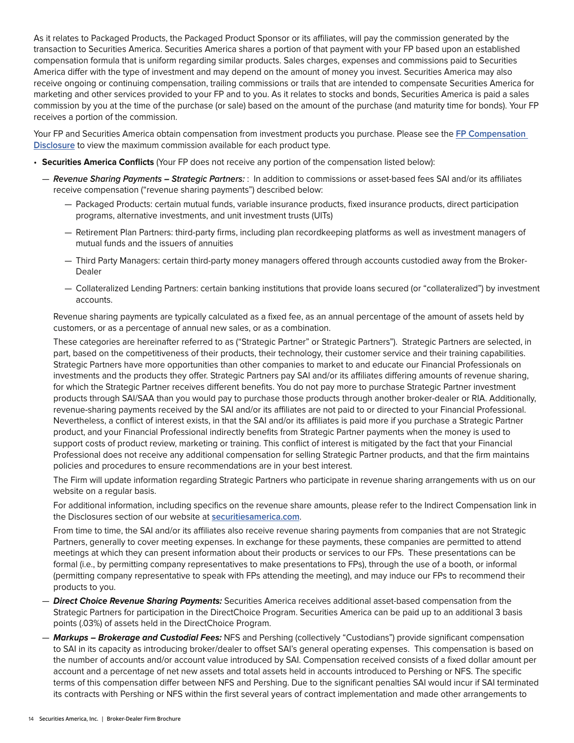As it relates to Packaged Products, the Packaged Product Sponsor or its affiliates, will pay the commission generated by the transaction to Securities America. Securities America shares a portion of that payment with your FP based upon an established compensation formula that is uniform regarding similar products. Sales charges, expenses and commissions paid to Securities America differ with the type of investment and may depend on the amount of money you invest. Securities America may also receive ongoing or continuing compensation, trailing commissions or trails that are intended to compensate Securities America for marketing and other services provided to your FP and to you. As it relates to stocks and bonds, Securities America is paid a sales commission by you at the time of the purchase (or sale) based on the amount of the purchase (and maturity time for bonds). Your FP receives a portion of the commission.

Your FP and Securities America obtain compensation from investment products you purchase. Please see the **FP Compensation Disclosure** to view the maximum commission available for each product type.

- **Securities America Conflicts** (Your FP does not receive any portion of the compensation listed below):
  - ***Revenue Sharing Payments – Strategic Partners:*** : In addition to commissions or asset-based fees SAI and/or its affiliates receive compensation ("revenue sharing payments") described below:
    - Packaged Products: certain mutual funds, variable insurance products, fixed insurance products, direct participation programs, alternative investments, and unit investment trusts (UITs)
    - Retirement Plan Partners: third-party firms, including plan recordkeeping platforms as well as investment managers of mutual funds and the issuers of annuities
    - Third Party Managers: certain third-party money managers offered through accounts custodied away from the Broker-Dealer
    - Collateralized Lending Partners: certain banking institutions that provide loans secured (or "collateralized") by investment accounts.

    Revenue sharing payments are typically calculated as a fixed fee, as an annual percentage of the amount of assets held by customers, or as a percentage of annual new sales, or as a combination.

    These categories are hereinafter referred to as ("Strategic Partner" or Strategic Partners"). Strategic Partners are selected, in part, based on the competitiveness of their products, their technology, their customer service and their training capabilities. Strategic Partners have more opportunities than other companies to market to and educate our Financial Professionals on investments and the products they offer. Strategic Partners pay SAI and/or its affiliates differing amounts of revenue sharing, for which the Strategic Partner receives different benefits. You do not pay more to purchase Strategic Partner investment products through SAI/SAA than you would pay to purchase those products through another broker-dealer or RIA. Additionally, revenue-sharing payments received by the SAI and/or its affiliates are not paid to or directed to your Financial Professional. Nevertheless, a conflict of interest exists, in that the SAI and/or its affiliates is paid more if you purchase a Strategic Partner product, and your Financial Professional indirectly benefits from Strategic Partner payments when the money is used to support costs of product review, marketing or training. This conflict of interest is mitigated by the fact that your Financial Professional does not receive any additional compensation for selling Strategic Partner products, and that the firm maintains policies and procedures to ensure recommendations are in your best interest.

    The Firm will update information regarding Strategic Partners who participate in revenue sharing arrangements with us on our website on a regular basis.

    For additional information, including specifics on the revenue share amounts, please refer to the Indirect Compensation link in the Disclosures section of our website at **securitiesamerica.com**.

    From time to time, the SAI and/or its affiliates also receive revenue sharing payments from companies that are not Strategic Partners, generally to cover meeting expenses. In exchange for these payments, these companies are permitted to attend meetings at which they can present information about their products or services to our FPs. These presentations can be formal (i.e., by permitting company representatives to make presentations to FPs), through the use of a booth, or informal (permitting company representative to speak with FPs attending the meeting), and may induce our FPs to recommend their products to you.
  - ***Direct Choice Revenue Sharing Payments:*** Securities America receives additional asset-based compensation from the Strategic Partners for participation in the DirectChoice Program. Securities America can be paid up to an additional 3 basis points (.03%) of assets held in the DirectChoice Program.
  - ***Markups – Brokerage and Custodial Fees:*** NFS and Pershing (collectively "Custodians") provide significant compensation to SAI in its capacity as introducing broker/dealer to offset SAI's general operating expenses. This compensation is based on the number of accounts and/or account value introduced by SAI. Compensation received consists of a fixed dollar amount per account and a percentage of net new assets and total assets held in accounts introduced to Pershing or NFS. The specific terms of this compensation differ between NFS and Pershing. Due to the significant penalties SAI would incur if SAI terminated its contracts with Pershing or NFS within the first several years of contract implementation and made other arrangements to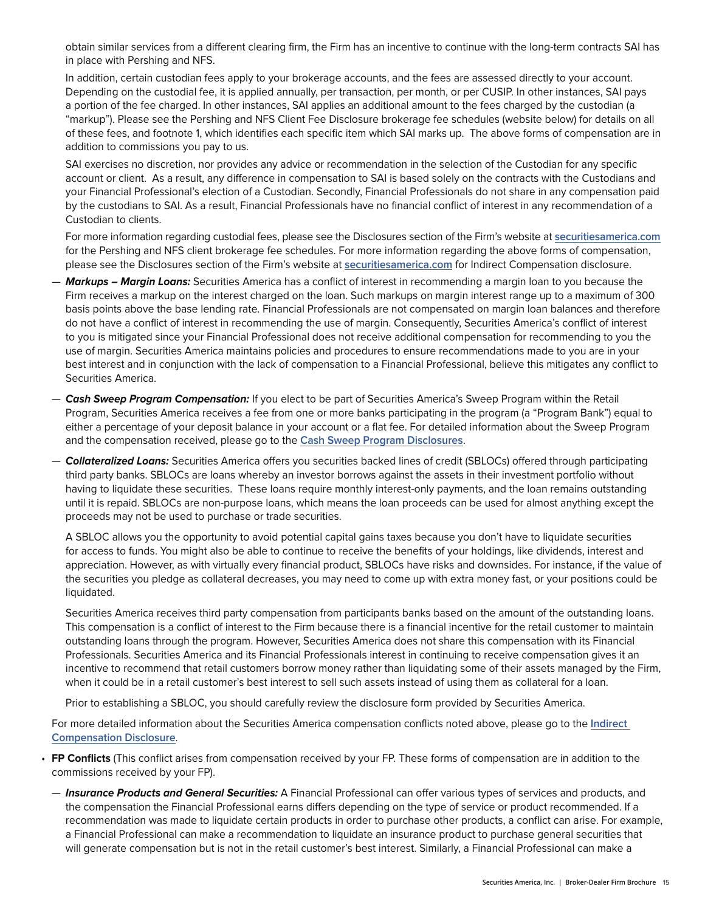obtain similar services from a different clearing firm, the Firm has an incentive to continue with the long-term contracts SAI has in place with Pershing and NFS.

In addition, certain custodian fees apply to your brokerage accounts, and the fees are assessed directly to your account. Depending on the custodial fee, it is applied annually, per transaction, per month, or per CUSIP. In other instances, SAI pays a portion of the fee charged. In other instances, SAI applies an additional amount to the fees charged by the custodian (a "markup"). Please see the Pershing and NFS Client Fee Disclosure brokerage fee schedules (website below) for details on all of these fees, and footnote 1, which identifies each specific item which SAI marks up. The above forms of compensation are in addition to commissions you pay to us.

SAI exercises no discretion, nor provides any advice or recommendation in the selection of the Custodian for any specific account or client. As a result, any difference in compensation to SAI is based solely on the contracts with the Custodians and your Financial Professional's election of a Custodian. Secondly, Financial Professionals do not share in any compensation paid by the custodians to SAI. As a result, Financial Professionals have no financial conflict of interest in any recommendation of a Custodian to clients.

For more information regarding custodial fees, please see the Disclosures section of the Firm's website at **securitiesamerica.com** for the Pershing and NFS client brokerage fee schedules. For more information regarding the above forms of compensation, please see the Disclosures section of the Firm's website at **securitiesamerica.com** for Indirect Compensation disclosure.

- ***Markups – Margin Loans:*** Securities America has a conflict of interest in recommending a margin loan to you because the Firm receives a markup on the interest charged on the loan. Such markups on margin interest range up to a maximum of 300 basis points above the base lending rate. Financial Professionals are not compensated on margin loan balances and therefore do not have a conflict of interest in recommending the use of margin. Consequently, Securities America's conflict of interest to you is mitigated since your Financial Professional does not receive additional compensation for recommending to you the use of margin. Securities America maintains policies and procedures to ensure recommendations made to you are in your best interest and in conjunction with the lack of compensation to a Financial Professional, believe this mitigates any conflict to Securities America.

- ***Cash Sweep Program Compensation:*** If you elect to be part of Securities America's Sweep Program within the Retail Program, Securities America receives a fee from one or more banks participating in the program (a "Program Bank") equal to either a percentage of your deposit balance in your account or a flat fee. For detailed information about the Sweep Program and the compensation received, please go to the **Cash Sweep Program Disclosures**.

- ***Collateralized Loans:*** Securities America offers you securities backed lines of credit (SBLOCs) offered through participating third party banks. SBLOCs are loans whereby an investor borrows against the assets in their investment portfolio without having to liquidate these securities. These loans require monthly interest-only payments, and the loan remains outstanding until it is repaid. SBLOCs are non-purpose loans, which means the loan proceeds can be used for almost anything except the proceeds may not be used to purchase or trade securities.

  A SBLOC allows you the opportunity to avoid potential capital gains taxes because you don't have to liquidate securities for access to funds. You might also be able to continue to receive the benefits of your holdings, like dividends, interest and appreciation. However, as with virtually every financial product, SBLOCs have risks and downsides. For instance, if the value of the securities you pledge as collateral decreases, you may need to come up with extra money fast, or your positions could be liquidated.

  Securities America receives third party compensation from participants banks based on the amount of the outstanding loans. This compensation is a conflict of interest to the Firm because there is a financial incentive for the retail customer to maintain outstanding loans through the program. However, Securities America does not share this compensation with its Financial Professionals. Securities America and its Financial Professionals interest in continuing to receive compensation gives it an incentive to recommend that retail customers borrow money rather than liquidating some of their assets managed by the Firm, when it could be in a retail customer's best interest to sell such assets instead of using them as collateral for a loan.

  Prior to establishing a SBLOC, you should carefully review the disclosure form provided by Securities America.

For more detailed information about the Securities America compensation conflicts noted above, please go to the **Indirect Compensation Disclosure**.

- **FP Conflicts** (This conflict arises from compensation received by your FP. These forms of compensation are in addition to the commissions received by your FP).

  - ***Insurance Products and General Securities:*** A Financial Professional can offer various types of services and products, and the compensation the Financial Professional earns differs depending on the type of service or product recommended. If a recommendation was made to liquidate certain products in order to purchase other products, a conflict can arise. For example, a Financial Professional can make a recommendation to liquidate an insurance product to purchase general securities that will generate compensation but is not in the retail customer's best interest. Similarly, a Financial Professional can make a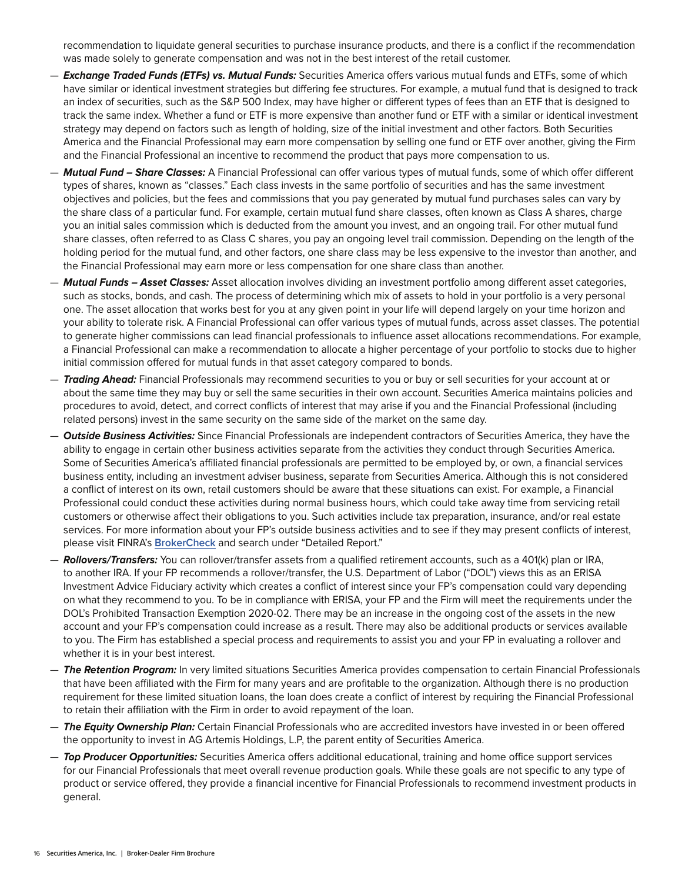recommendation to liquidate general securities to purchase insurance products, and there is a conflict if the recommendation was made solely to generate compensation and was not in the best interest of the retail customer.

— ***Exchange Traded Funds (ETFs) vs. Mutual Funds:*** Securities America offers various mutual funds and ETFs, some of which have similar or identical investment strategies but differing fee structures. For example, a mutual fund that is designed to track an index of securities, such as the S&P 500 Index, may have higher or different types of fees than an ETF that is designed to track the same index. Whether a fund or ETF is more expensive than another fund or ETF with a similar or identical investment strategy may depend on factors such as length of holding, size of the initial investment and other factors. Both Securities America and the Financial Professional may earn more compensation by selling one fund or ETF over another, giving the Firm and the Financial Professional an incentive to recommend the product that pays more compensation to us.

— ***Mutual Fund – Share Classes:*** A Financial Professional can offer various types of mutual funds, some of which offer different types of shares, known as "classes." Each class invests in the same portfolio of securities and has the same investment objectives and policies, but the fees and commissions that you pay generated by mutual fund purchases sales can vary by the share class of a particular fund. For example, certain mutual fund share classes, often known as Class A shares, charge you an initial sales commission which is deducted from the amount you invest, and an ongoing trail. For other mutual fund share classes, often referred to as Class C shares, you pay an ongoing level trail commission. Depending on the length of the holding period for the mutual fund, and other factors, one share class may be less expensive to the investor than another, and the Financial Professional may earn more or less compensation for one share class than another.

— ***Mutual Funds – Asset Classes:*** Asset allocation involves dividing an investment portfolio among different asset categories, such as stocks, bonds, and cash. The process of determining which mix of assets to hold in your portfolio is a very personal one. The asset allocation that works best for you at any given point in your life will depend largely on your time horizon and your ability to tolerate risk. A Financial Professional can offer various types of mutual funds, across asset classes. The potential to generate higher commissions can lead financial professionals to influence asset allocations recommendations. For example, a Financial Professional can make a recommendation to allocate a higher percentage of your portfolio to stocks due to higher initial commission offered for mutual funds in that asset category compared to bonds.

— ***Trading Ahead:*** Financial Professionals may recommend securities to you or buy or sell securities for your account at or about the same time they may buy or sell the same securities in their own account. Securities America maintains policies and procedures to avoid, detect, and correct conflicts of interest that may arise if you and the Financial Professional (including related persons) invest in the same security on the same side of the market on the same day.

— ***Outside Business Activities:*** Since Financial Professionals are independent contractors of Securities America, they have the ability to engage in certain other business activities separate from the activities they conduct through Securities America. Some of Securities America's affiliated financial professionals are permitted to be employed by, or own, a financial services business entity, including an investment adviser business, separate from Securities America. Although this is not considered a conflict of interest on its own, retail customers should be aware that these situations can exist. For example, a Financial Professional could conduct these activities during normal business hours, which could take away time from servicing retail customers or otherwise affect their obligations to you. Such activities include tax preparation, insurance, and/or real estate services. For more information about your FP's outside business activities and to see if they may present conflicts of interest, please visit FINRA's **BrokerCheck** and search under "Detailed Report."

— ***Rollovers/Transfers:*** You can rollover/transfer assets from a qualified retirement accounts, such as a 401(k) plan or IRA, to another IRA. If your FP recommends a rollover/transfer, the U.S. Department of Labor ("DOL") views this as an ERISA Investment Advice Fiduciary activity which creates a conflict of interest since your FP's compensation could vary depending on what they recommend to you. To be in compliance with ERISA, your FP and the Firm will meet the requirements under the DOL's Prohibited Transaction Exemption 2020-02. There may be an increase in the ongoing cost of the assets in the new account and your FP's compensation could increase as a result. There may also be additional products or services available to you. The Firm has established a special process and requirements to assist you and your FP in evaluating a rollover and whether it is in your best interest.

— ***The Retention Program:*** In very limited situations Securities America provides compensation to certain Financial Professionals that have been affiliated with the Firm for many years and are profitable to the organization. Although there is no production requirement for these limited situation loans, the loan does create a conflict of interest by requiring the Financial Professional to retain their affiliation with the Firm in order to avoid repayment of the loan.

— ***The Equity Ownership Plan:*** Certain Financial Professionals who are accredited investors have invested in or been offered the opportunity to invest in AG Artemis Holdings, L.P, the parent entity of Securities America.

— ***Top Producer Opportunities:*** Securities America offers additional educational, training and home office support services for our Financial Professionals that meet overall revenue production goals. While these goals are not specific to any type of product or service offered, they provide a financial incentive for Financial Professionals to recommend investment products in general.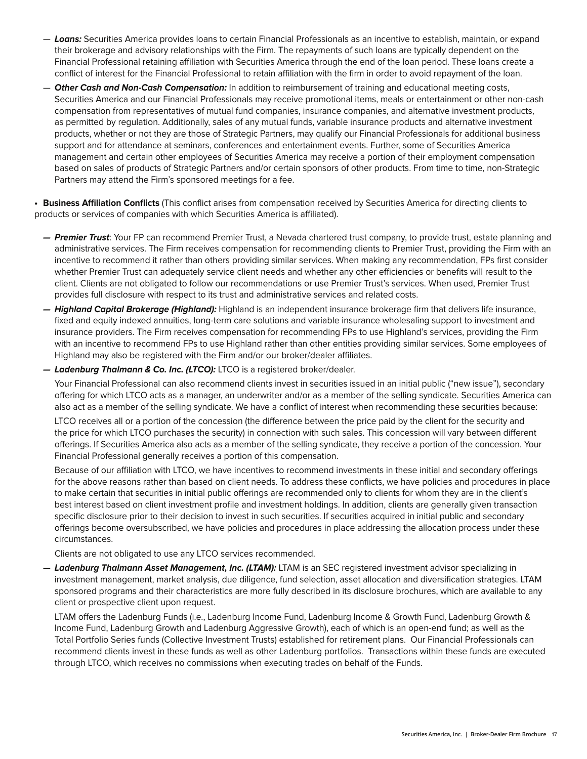- ***Loans:*** Securities America provides loans to certain Financial Professionals as an incentive to establish, maintain, or expand their brokerage and advisory relationships with the Firm. The repayments of such loans are typically dependent on the Financial Professional retaining affiliation with Securities America through the end of the loan period. These loans create a conflict of interest for the Financial Professional to retain affiliation with the firm in order to avoid repayment of the loan.
- ***Other Cash and Non-Cash Compensation:*** In addition to reimbursement of training and educational meeting costs, Securities America and our Financial Professionals may receive promotional items, meals or entertainment or other non-cash compensation from representatives of mutual fund companies, insurance companies, and alternative investment products, as permitted by regulation. Additionally, sales of any mutual funds, variable insurance products and alternative investment products, whether or not they are those of Strategic Partners, may qualify our Financial Professionals for additional business support and for attendance at seminars, conferences and entertainment events. Further, some of Securities America management and certain other employees of Securities America may receive a portion of their employment compensation based on sales of products of Strategic Partners and/or certain sponsors of other products. From time to time, non-Strategic Partners may attend the Firm's sponsored meetings for a fee.

- **Business Affiliation Conflicts** (This conflict arises from compensation received by Securities America for directing clients to products or services of companies with which Securities America is affiliated).

  - ***Premier Trust***: Your FP can recommend Premier Trust, a Nevada chartered trust company, to provide trust, estate planning and administrative services. The Firm receives compensation for recommending clients to Premier Trust, providing the Firm with an incentive to recommend it rather than others providing similar services. When making any recommendation, FPs first consider whether Premier Trust can adequately service client needs and whether any other efficiencies or benefits will result to the client. Clients are not obligated to follow our recommendations or use Premier Trust's services. When used, Premier Trust provides full disclosure with respect to its trust and administrative services and related costs.
  - ***Highland Capital Brokerage (Highland):*** Highland is an independent insurance brokerage firm that delivers life insurance, fixed and equity indexed annuities, long-term care solutions and variable insurance wholesaling support to investment and insurance providers. The Firm receives compensation for recommending FPs to use Highland's services, providing the Firm with an incentive to recommend FPs to use Highland rather than other entities providing similar services. Some employees of Highland may also be registered with the Firm and/or our broker/dealer affiliates.
  - ***Ladenburg Thalmann & Co. Inc. (LTCO):*** LTCO is a registered broker/dealer.

    Your Financial Professional can also recommend clients invest in securities issued in an initial public ("new issue"), secondary offering for which LTCO acts as a manager, an underwriter and/or as a member of the selling syndicate. Securities America can also act as a member of the selling syndicate. We have a conflict of interest when recommending these securities because:

    LTCO receives all or a portion of the concession (the difference between the price paid by the client for the security and the price for which LTCO purchases the security) in connection with such sales. This concession will vary between different offerings. If Securities America also acts as a member of the selling syndicate, they receive a portion of the concession. Your Financial Professional generally receives a portion of this compensation.

    Because of our affiliation with LTCO, we have incentives to recommend investments in these initial and secondary offerings for the above reasons rather than based on client needs. To address these conflicts, we have policies and procedures in place to make certain that securities in initial public offerings are recommended only to clients for whom they are in the client's best interest based on client investment profile and investment holdings. In addition, clients are generally given transaction specific disclosure prior to their decision to invest in such securities. If securities acquired in initial public and secondary offerings become oversubscribed, we have policies and procedures in place addressing the allocation process under these circumstances.

    Clients are not obligated to use any LTCO services recommended.
  - ***Ladenburg Thalmann Asset Management, Inc. (LTAM):*** LTAM is an SEC registered investment advisor specializing in investment management, market analysis, due diligence, fund selection, asset allocation and diversification strategies. LTAM sponsored programs and their characteristics are more fully described in its disclosure brochures, which are available to any client or prospective client upon request.

    LTAM offers the Ladenburg Funds (i.e., Ladenburg Income Fund, Ladenburg Income & Growth Fund, Ladenburg Growth & Income Fund, Ladenburg Growth and Ladenburg Aggressive Growth), each of which is an open-end fund; as well as the Total Portfolio Series funds (Collective Investment Trusts) established for retirement plans. Our Financial Professionals can recommend clients invest in these funds as well as other Ladenburg portfolios. Transactions within these funds are executed through LTCO, which receives no commissions when executing trades on behalf of the Funds.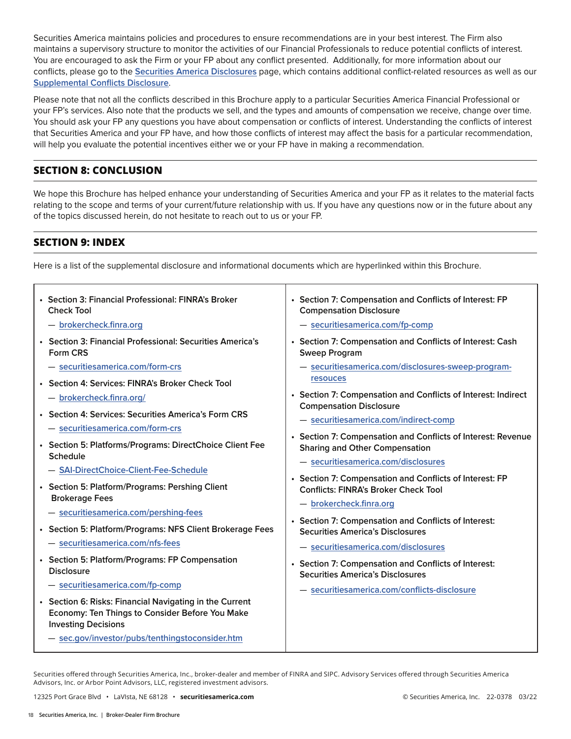Securities America maintains policies and procedures to ensure recommendations are in your best interest. The Firm also maintains a supervisory structure to monitor the activities of our Financial Professionals to reduce potential conflicts of interest. You are encouraged to ask the Firm or your FP about any conflict presented. Additionally, for more information about our conflicts, please go to the **Securities America Disclosures** page, which contains additional conflict-related resources as well as our Supplemental Conflicts Disclosure.

Please note that not all the conflicts described in this Brochure apply to a particular Securities America Financial Professional or your FP's services. Also note that the products we sell, and the types and amounts of compensation we receive, change over time. You should ask your FP any questions you have about compensation or conflicts of interest. Understanding the conflicts of interest that Securities America and your FP have, and how those conflicts of interest may affect the basis for a particular recommendation, will help you evaluate the potential incentives either we or your FP have in making a recommendation.

## SECTION 8: CONCLUSION

We hope this Brochure has helped enhance your understanding of Securities America and your FP as it relates to the material facts relating to the scope and terms of your current/future relationship with us. If you have any questions now or in the future about any of the topics discussed herein, do not hesitate to reach out to us or your FP.

## SECTION 9: INDEX

Here is a list of the supplemental disclosure and informational documents which are hyperlinked within this Brochure.

- Section 3: Financial Professional: FINRA's Broker Check Tool
  - brokercheck.finra.org
- Section 3: Financial Professional: Securities America's Form CRS
  - securitiesamerica.com/form-crs
- Section 4: Services: FINRA's Broker Check Tool
  - brokercheck.finra.org/
- Section 4: Services: Securities America's Form CRS
  - securitiesamerica.com/form-crs
- Section 5: Platforms/Programs: DirectChoice Client Fee Schedule
  - SAI-DirectChoice-Client-Fee-Schedule
- Section 5: Platform/Programs: Pershing Client Brokerage Fees
  - securitiesamerica.com/pershing-fees
- Section 5: Platform/Programs: NFS Client Brokerage Fees
  - securitiesamerica.com/nfs-fees
- Section 5: Platform/Programs: FP Compensation Disclosure
  - securitiesamerica.com/fp-comp
- Section 6: Risks: Financial Navigating in the Current Economy: Ten Things to Consider Before You Make Investing Decisions
  - sec.gov/investor/pubs/tenthingstoconsider.htm
- Section 7: Compensation and Conflicts of Interest: FP Compensation Disclosure
  - securitiesamerica.com/fp-comp
- Section 7: Compensation and Conflicts of Interest: Cash Sweep Program
  - securitiesamerica.com/disclosures-sweep-program-resouces
- Section 7: Compensation and Conflicts of Interest: Indirect Compensation Disclosure
  - securitiesamerica.com/indirect-comp
- Section 7: Compensation and Conflicts of Interest: Revenue Sharing and Other Compensation
  - securitiesamerica.com/disclosures
- Section 7: Compensation and Conflicts of Interest: FP Conflicts: FINRA's Broker Check Tool
  - brokercheck.finra.org
- Section 7: Compensation and Conflicts of Interest: Securities America's Disclosures
  - securitiesamerica.com/disclosures
- Section 7: Compensation and Conflicts of Interest: Securities America's Disclosures
  - securitiesamerica.com/conflicts-disclosure

Securities offered through Securities America, Inc., broker-dealer and member of FINRA and SIPC. Advisory Services offered through Securities America Advisors, Inc. or Arbor Point Advisors, LLC, registered investment advisors.

12325 Port Grace Blvd • LaVIsta, NE 68128 • **securitiesamerica.com** © Securities America, Inc. 22-0378 03/22